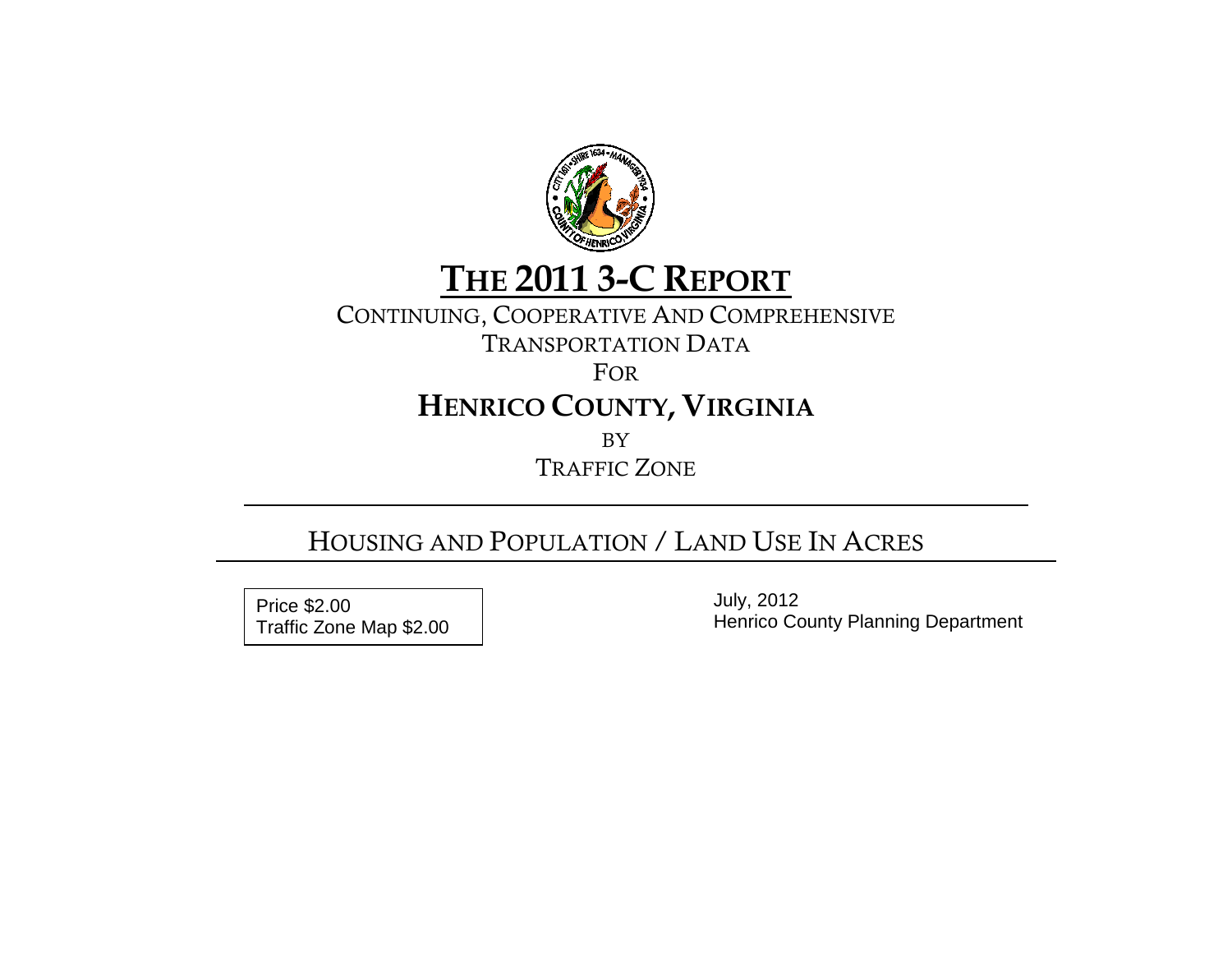# THE 2011 3-C REPORT

CONTINUING, COOPERATIVE AND COMPREHENSIVE

TRANSPORTATION DATA

FOR

## HENRICO COUNTY, VIRGINIA

BY

TRAFFIC ZONE

---

## HOUSING AND POPULATION / LAND USE IN ACRES

Price $2.00
Traffic Zone Map $2.00

July, 2012
Henrico County Planning Department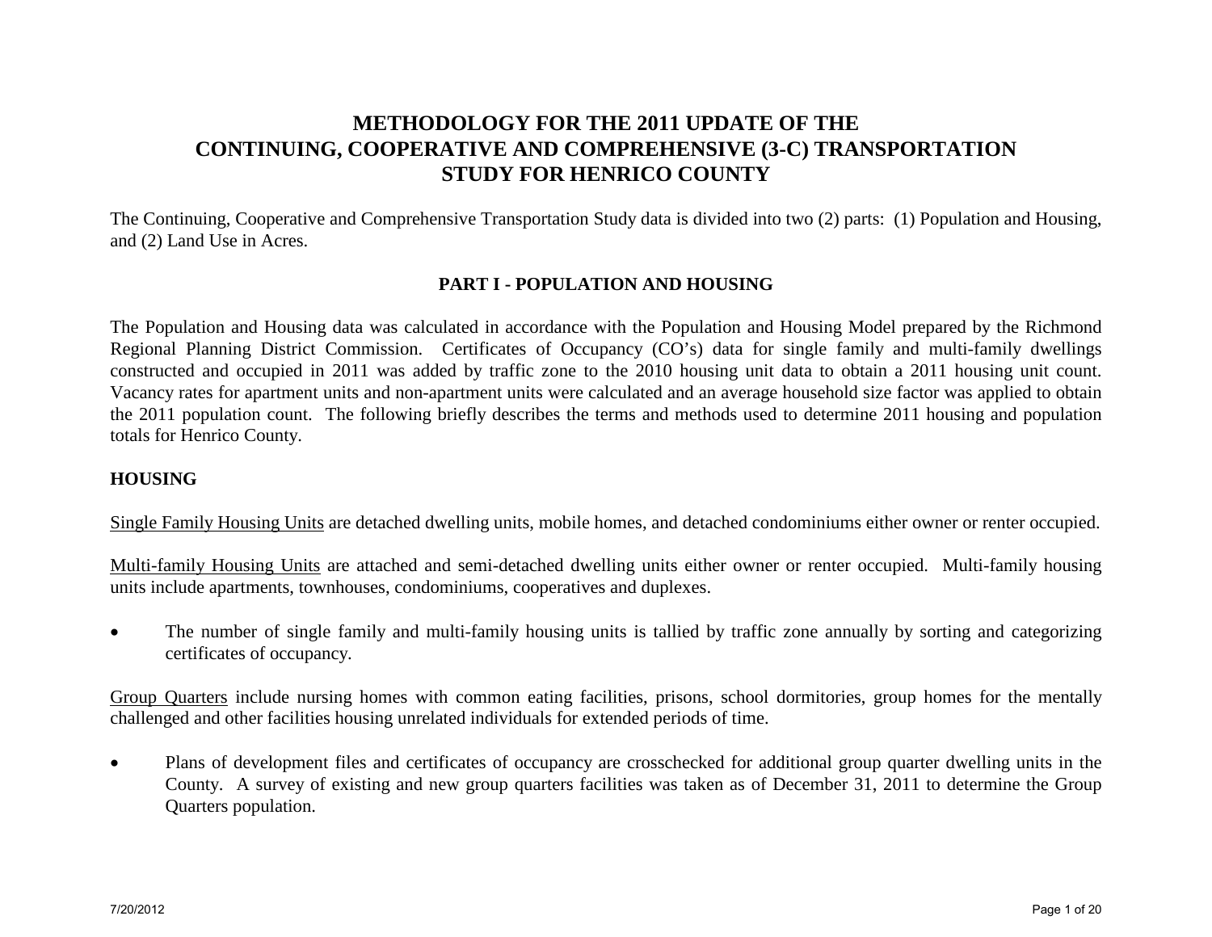# METHODOLOGY FOR THE 2011 UPDATE OF THE CONTINUING, COOPERATIVE AND COMPREHENSIVE (3-C) TRANSPORTATION STUDY FOR HENRICO COUNTY

The Continuing, Cooperative and Comprehensive Transportation Study data is divided into two (2) parts: (1) Population and Housing, and (2) Land Use in Acres.

## PART I - POPULATION AND HOUSING

The Population and Housing data was calculated in accordance with the Population and Housing Model prepared by the Richmond Regional Planning District Commission. Certificates of Occupancy (CO's) data for single family and multi-family dwellings constructed and occupied in 2011 was added by traffic zone to the 2010 housing unit data to obtain a 2011 housing unit count. Vacancy rates for apartment units and non-apartment units were calculated and an average household size factor was applied to obtain the 2011 population count. The following briefly describes the terms and methods used to determine 2011 housing and population totals for Henrico County.

### HOUSING

<u>Single Family Housing Units</u> are detached dwelling units, mobile homes, and detached condominiums either owner or renter occupied.

<u>Multi-family Housing Units</u> are attached and semi-detached dwelling units either owner or renter occupied. Multi-family housing units include apartments, townhouses, condominiums, cooperatives and duplexes.

- The number of single family and multi-family housing units is tallied by traffic zone annually by sorting and categorizing certificates of occupancy.

<u>Group Quarters</u> include nursing homes with common eating facilities, prisons, school dormitories, group homes for the mentally challenged and other facilities housing unrelated individuals for extended periods of time.

- Plans of development files and certificates of occupancy are crosschecked for additional group quarter dwelling units in the County. A survey of existing and new group quarters facilities was taken as of December 31, 2011 to determine the Group Quarters population.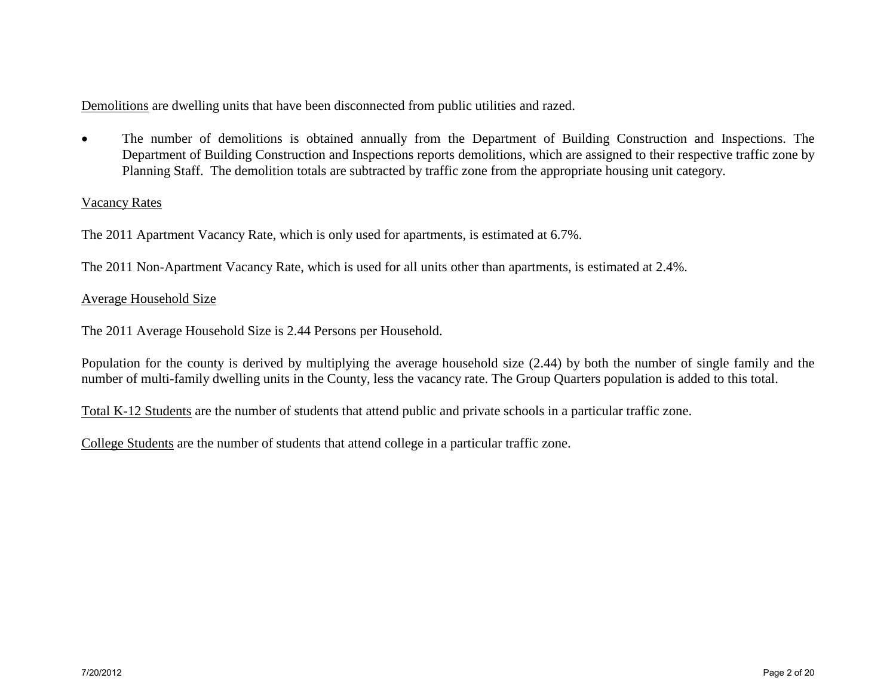<u>Demolitions</u> are dwelling units that have been disconnected from public utilities and razed.

- The number of demolitions is obtained annually from the Department of Building Construction and Inspections. The Department of Building Construction and Inspections reports demolitions, which are assigned to their respective traffic zone by Planning Staff. The demolition totals are subtracted by traffic zone from the appropriate housing unit category.

<u>Vacancy Rates</u>

The 2011 Apartment Vacancy Rate, which is only used for apartments, is estimated at 6.7%.

The 2011 Non-Apartment Vacancy Rate, which is used for all units other than apartments, is estimated at 2.4%.

<u>Average Household Size</u>

The 2011 Average Household Size is 2.44 Persons per Household.

Population for the county is derived by multiplying the average household size (2.44) by both the number of single family and the number of multi-family dwelling units in the County, less the vacancy rate. The Group Quarters population is added to this total.

<u>Total K-12 Students</u> are the number of students that attend public and private schools in a particular traffic zone.

<u>College Students</u> are the number of students that attend college in a particular traffic zone.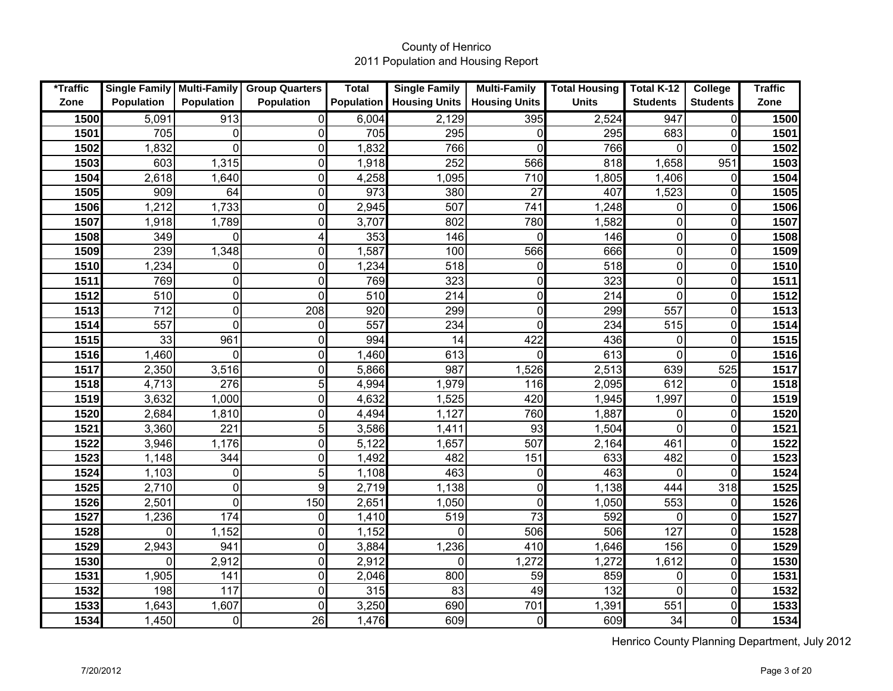County of Henrico
2011 Population and Housing Report

| *Traffic Zone | Single Family Population | Multi-Family Population | Group Quarters Population | Total Population | Single Family Housing Units | Multi-Family Housing Units | Total Housing Units | Total K-12 Students | College Students | Traffic Zone |
|---|---|---|---|---|---|---|---|---|---|---|
| **1500** | 5,091 | 913 | 0 | 6,004 | 2,129 | 395 | 2,524 | 947 | 0 | **1500** |
| **1501** | 705 | 0 | 0 | 705 | 295 | 0 | 295 | 683 | 0 | **1501** |
| **1502** | 1,832 | 0 | 0 | 1,832 | 766 | 0 | 766 | 0 | 0 | **1502** |
| **1503** | 603 | 1,315 | 0 | 1,918 | 252 | 566 | 818 | 1,658 | 951 | **1503** |
| **1504** | 2,618 | 1,640 | 0 | 4,258 | 1,095 | 710 | 1,805 | 1,406 | 0 | **1504** |
| **1505** | 909 | 64 | 0 | 973 | 380 | 27 | 407 | 1,523 | 0 | **1505** |
| **1506** | 1,212 | 1,733 | 0 | 2,945 | 507 | 741 | 1,248 | 0 | 0 | **1506** |
| **1507** | 1,918 | 1,789 | 0 | 3,707 | 802 | 780 | 1,582 | 0 | 0 | **1507** |
| **1508** | 349 | 0 | 4 | 353 | 146 | 0 | 146 | 0 | 0 | **1508** |
| **1509** | 239 | 1,348 | 0 | 1,587 | 100 | 566 | 666 | 0 | 0 | **1509** |
| **1510** | 1,234 | 0 | 0 | 1,234 | 518 | 0 | 518 | 0 | 0 | **1510** |
| **1511** | 769 | 0 | 0 | 769 | 323 | 0 | 323 | 0 | 0 | **1511** |
| **1512** | 510 | 0 | 0 | 510 | 214 | 0 | 214 | 0 | 0 | **1512** |
| **1513** | 712 | 0 | 208 | 920 | 299 | 0 | 299 | 557 | 0 | **1513** |
| **1514** | 557 | 0 | 0 | 557 | 234 | 0 | 234 | 515 | 0 | **1514** |
| **1515** | 33 | 961 | 0 | 994 | 14 | 422 | 436 | 0 | 0 | **1515** |
| **1516** | 1,460 | 0 | 0 | 1,460 | 613 | 0 | 613 | 0 | 0 | **1516** |
| **1517** | 2,350 | 3,516 | 0 | 5,866 | 987 | 1,526 | 2,513 | 639 | 525 | **1517** |
| **1518** | 4,713 | 276 | 5 | 4,994 | 1,979 | 116 | 2,095 | 612 | 0 | **1518** |
| **1519** | 3,632 | 1,000 | 0 | 4,632 | 1,525 | 420 | 1,945 | 1,997 | 0 | **1519** |
| **1520** | 2,684 | 1,810 | 0 | 4,494 | 1,127 | 760 | 1,887 | 0 | 0 | **1520** |
| **1521** | 3,360 | 221 | 5 | 3,586 | 1,411 | 93 | 1,504 | 0 | 0 | **1521** |
| **1522** | 3,946 | 1,176 | 0 | 5,122 | 1,657 | 507 | 2,164 | 461 | 0 | **1522** |
| **1523** | 1,148 | 344 | 0 | 1,492 | 482 | 151 | 633 | 482 | 0 | **1523** |
| **1524** | 1,103 | 0 | 5 | 1,108 | 463 | 0 | 463 | 0 | 0 | **1524** |
| **1525** | 2,710 | 0 | 9 | 2,719 | 1,138 | 0 | 1,138 | 444 | 318 | **1525** |
| **1526** | 2,501 | 0 | 150 | 2,651 | 1,050 | 0 | 1,050 | 553 | 0 | **1526** |
| **1527** | 1,236 | 174 | 0 | 1,410 | 519 | 73 | 592 | 0 | 0 | **1527** |
| **1528** | 0 | 1,152 | 0 | 1,152 | 0 | 506 | 506 | 127 | 0 | **1528** |
| **1529** | 2,943 | 941 | 0 | 3,884 | 1,236 | 410 | 1,646 | 156 | 0 | **1529** |
| **1530** | 0 | 2,912 | 0 | 2,912 | 0 | 1,272 | 1,272 | 1,612 | 0 | **1530** |
| **1531** | 1,905 | 141 | 0 | 2,046 | 800 | 59 | 859 | 0 | 0 | **1531** |
| **1532** | 198 | 117 | 0 | 315 | 83 | 49 | 132 | 0 | 0 | **1532** |
| **1533** | 1,643 | 1,607 | 0 | 3,250 | 690 | 701 | 1,391 | 551 | 0 | **1533** |
| **1534** | 1,450 | 0 | 26 | 1,476 | 609 | 0 | 609 | 34 | 0 | **1534** |

Henrico County Planning Department, July 2012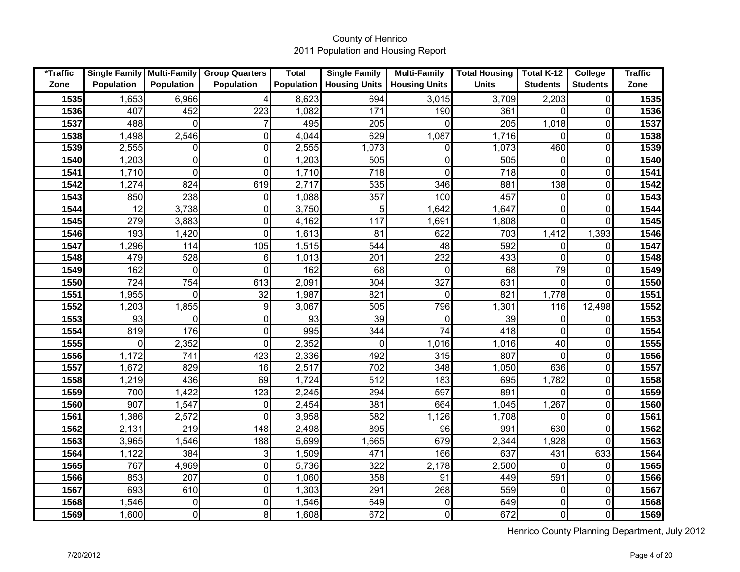County of Henrico
2011 Population and Housing Report

| *Traffic Zone | Single Family Population | Multi-Family Population | Group Quarters Population | Total Population | Single Family Housing Units | Multi-Family Housing Units | Total Housing Units | Total K-12 Students | College Students | Traffic Zone |
|---|---|---|---|---|---|---|---|---|---|---|
| **1535** | 1,653 | 6,966 | 4 | 8,623 | 694 | 3,015 | 3,709 | 2,203 | 0 | **1535** |
| **1536** | 407 | 452 | 223 | 1,082 | 171 | 190 | 361 | 0 | 0 | **1536** |
| **1537** | 488 | 0 | 7 | 495 | 205 | 0 | 205 | 1,018 | 0 | **1537** |
| **1538** | 1,498 | 2,546 | 0 | 4,044 | 629 | 1,087 | 1,716 | 0 | 0 | **1538** |
| **1539** | 2,555 | 0 | 0 | 2,555 | 1,073 | 0 | 1,073 | 460 | 0 | **1539** |
| **1540** | 1,203 | 0 | 0 | 1,203 | 505 | 0 | 505 | 0 | 0 | **1540** |
| **1541** | 1,710 | 0 | 0 | 1,710 | 718 | 0 | 718 | 0 | 0 | **1541** |
| **1542** | 1,274 | 824 | 619 | 2,717 | 535 | 346 | 881 | 138 | 0 | **1542** |
| **1543** | 850 | 238 | 0 | 1,088 | 357 | 100 | 457 | 0 | 0 | **1543** |
| **1544** | 12 | 3,738 | 0 | 3,750 | 5 | 1,642 | 1,647 | 0 | 0 | **1544** |
| **1545** | 279 | 3,883 | 0 | 4,162 | 117 | 1,691 | 1,808 | 0 | 0 | **1545** |
| **1546** | 193 | 1,420 | 0 | 1,613 | 81 | 622 | 703 | 1,412 | 1,393 | **1546** |
| **1547** | 1,296 | 114 | 105 | 1,515 | 544 | 48 | 592 | 0 | 0 | **1547** |
| **1548** | 479 | 528 | 6 | 1,013 | 201 | 232 | 433 | 0 | 0 | **1548** |
| **1549** | 162 | 0 | 0 | 162 | 68 | 0 | 68 | 79 | 0 | **1549** |
| **1550** | 724 | 754 | 613 | 2,091 | 304 | 327 | 631 | 0 | 0 | **1550** |
| **1551** | 1,955 | 0 | 32 | 1,987 | 821 | 0 | 821 | 1,778 | 0 | **1551** |
| **1552** | 1,203 | 1,855 | 9 | 3,067 | 505 | 796 | 1,301 | 116 | 12,498 | **1552** |
| **1553** | 93 | 0 | 0 | 93 | 39 | 0 | 39 | 0 | 0 | **1553** |
| **1554** | 819 | 176 | 0 | 995 | 344 | 74 | 418 | 0 | 0 | **1554** |
| **1555** | 0 | 2,352 | 0 | 2,352 | 0 | 1,016 | 1,016 | 40 | 0 | **1555** |
| **1556** | 1,172 | 741 | 423 | 2,336 | 492 | 315 | 807 | 0 | 0 | **1556** |
| **1557** | 1,672 | 829 | 16 | 2,517 | 702 | 348 | 1,050 | 636 | 0 | **1557** |
| **1558** | 1,219 | 436 | 69 | 1,724 | 512 | 183 | 695 | 1,782 | 0 | **1558** |
| **1559** | 700 | 1,422 | 123 | 2,245 | 294 | 597 | 891 | 0 | 0 | **1559** |
| **1560** | 907 | 1,547 | 0 | 2,454 | 381 | 664 | 1,045 | 1,267 | 0 | **1560** |
| **1561** | 1,386 | 2,572 | 0 | 3,958 | 582 | 1,126 | 1,708 | 0 | 0 | **1561** |
| **1562** | 2,131 | 219 | 148 | 2,498 | 895 | 96 | 991 | 630 | 0 | **1562** |
| **1563** | 3,965 | 1,546 | 188 | 5,699 | 1,665 | 679 | 2,344 | 1,928 | 0 | **1563** |
| **1564** | 1,122 | 384 | 3 | 1,509 | 471 | 166 | 637 | 431 | 633 | **1564** |
| **1565** | 767 | 4,969 | 0 | 5,736 | 322 | 2,178 | 2,500 | 0 | 0 | **1565** |
| **1566** | 853 | 207 | 0 | 1,060 | 358 | 91 | 449 | 591 | 0 | **1566** |
| **1567** | 693 | 610 | 0 | 1,303 | 291 | 268 | 559 | 0 | 0 | **1567** |
| **1568** | 1,546 | 0 | 0 | 1,546 | 649 | 0 | 649 | 0 | 0 | **1568** |
| **1569** | 1,600 | 0 | 8 | 1,608 | 672 | 0 | 672 | 0 | 0 | **1569** |

Henrico County Planning Department, July 2012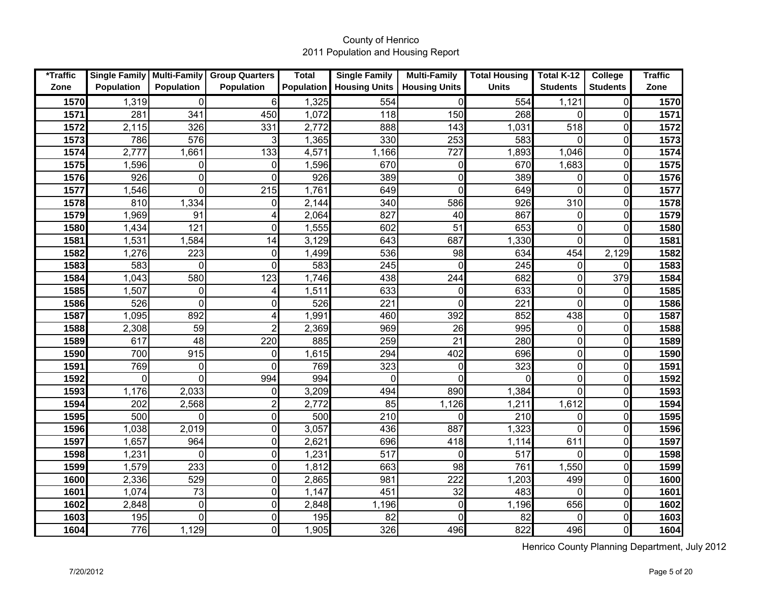# County of Henrico
## 2011 Population and Housing Report

| *Traffic Zone | Single Family Population | Multi-Family Population | Group Quarters Population | Total Population | Single Family Housing Units | Multi-Family Housing Units | Total Housing Units | Total K-12 Students | College Students | Traffic Zone |
|---|---|---|---|---|---|---|---|---|---|---|
| **1570** | 1,319 | 0 | 6 | 1,325 | 554 | 0 | 554 | 1,121 | 0 | **1570** |
| **1571** | 281 | 341 | 450 | 1,072 | 118 | 150 | 268 | 0 | 0 | **1571** |
| **1572** | 2,115 | 326 | 331 | 2,772 | 888 | 143 | 1,031 | 518 | 0 | **1572** |
| **1573** | 786 | 576 | 3 | 1,365 | 330 | 253 | 583 | 0 | 0 | **1573** |
| **1574** | 2,777 | 1,661 | 133 | 4,571 | 1,166 | 727 | 1,893 | 1,046 | 0 | **1574** |
| **1575** | 1,596 | 0 | 0 | 1,596 | 670 | 0 | 670 | 1,683 | 0 | **1575** |
| **1576** | 926 | 0 | 0 | 926 | 389 | 0 | 389 | 0 | 0 | **1576** |
| **1577** | 1,546 | 0 | 215 | 1,761 | 649 | 0 | 649 | 0 | 0 | **1577** |
| **1578** | 810 | 1,334 | 0 | 2,144 | 340 | 586 | 926 | 310 | 0 | **1578** |
| **1579** | 1,969 | 91 | 4 | 2,064 | 827 | 40 | 867 | 0 | 0 | **1579** |
| **1580** | 1,434 | 121 | 0 | 1,555 | 602 | 51 | 653 | 0 | 0 | **1580** |
| **1581** | 1,531 | 1,584 | 14 | 3,129 | 643 | 687 | 1,330 | 0 | 0 | **1581** |
| **1582** | 1,276 | 223 | 0 | 1,499 | 536 | 98 | 634 | 454 | 2,129 | **1582** |
| **1583** | 583 | 0 | 0 | 583 | 245 | 0 | 245 | 0 | 0 | **1583** |
| **1584** | 1,043 | 580 | 123 | 1,746 | 438 | 244 | 682 | 0 | 379 | **1584** |
| **1585** | 1,507 | 0 | 4 | 1,511 | 633 | 0 | 633 | 0 | 0 | **1585** |
| **1586** | 526 | 0 | 0 | 526 | 221 | 0 | 221 | 0 | 0 | **1586** |
| **1587** | 1,095 | 892 | 4 | 1,991 | 460 | 392 | 852 | 438 | 0 | **1587** |
| **1588** | 2,308 | 59 | 2 | 2,369 | 969 | 26 | 995 | 0 | 0 | **1588** |
| **1589** | 617 | 48 | 220 | 885 | 259 | 21 | 280 | 0 | 0 | **1589** |
| **1590** | 700 | 915 | 0 | 1,615 | 294 | 402 | 696 | 0 | 0 | **1590** |
| **1591** | 769 | 0 | 0 | 769 | 323 | 0 | 323 | 0 | 0 | **1591** |
| **1592** | 0 | 0 | 994 | 994 | 0 | 0 | 0 | 0 | 0 | **1592** |
| **1593** | 1,176 | 2,033 | 0 | 3,209 | 494 | 890 | 1,384 | 0 | 0 | **1593** |
| **1594** | 202 | 2,568 | 2 | 2,772 | 85 | 1,126 | 1,211 | 1,612 | 0 | **1594** |
| **1595** | 500 | 0 | 0 | 500 | 210 | 0 | 210 | 0 | 0 | **1595** |
| **1596** | 1,038 | 2,019 | 0 | 3,057 | 436 | 887 | 1,323 | 0 | 0 | **1596** |
| **1597** | 1,657 | 964 | 0 | 2,621 | 696 | 418 | 1,114 | 611 | 0 | **1597** |
| **1598** | 1,231 | 0 | 0 | 1,231 | 517 | 0 | 517 | 0 | 0 | **1598** |
| **1599** | 1,579 | 233 | 0 | 1,812 | 663 | 98 | 761 | 1,550 | 0 | **1599** |
| **1600** | 2,336 | 529 | 0 | 2,865 | 981 | 222 | 1,203 | 499 | 0 | **1600** |
| **1601** | 1,074 | 73 | 0 | 1,147 | 451 | 32 | 483 | 0 | 0 | **1601** |
| **1602** | 2,848 | 0 | 0 | 2,848 | 1,196 | 0 | 1,196 | 656 | 0 | **1602** |
| **1603** | 195 | 0 | 0 | 195 | 82 | 0 | 82 | 0 | 0 | **1603** |
| **1604** | 776 | 1,129 | 0 | 1,905 | 326 | 496 | 822 | 496 | 0 | **1604** |

Henrico County Planning Department, July 2012

7/20/2012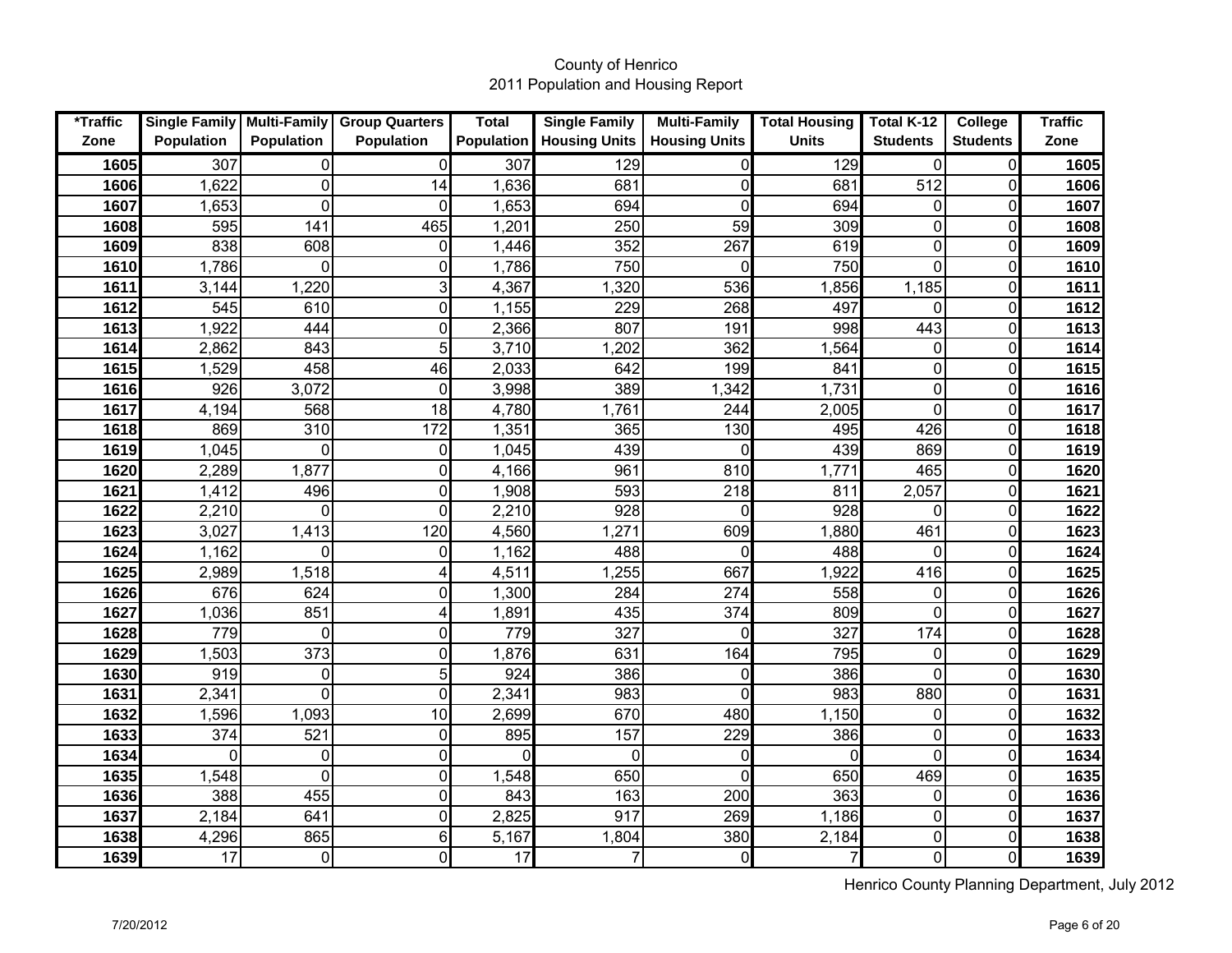County of Henrico
2011 Population and Housing Report

| *Traffic Zone | Single Family Population | Multi-Family Population | Group Quarters Population | Total Population | Single Family Housing Units | Multi-Family Housing Units | Total Housing Units | Total K-12 Students | College Students | Traffic Zone |
|---|---|---|---|---|---|---|---|---|---|---|
| **1605** | 307 | 0 | 0 | 307 | 129 | 0 | 129 | 0 | 0 | **1605** |
| **1606** | 1,622 | 0 | 14 | 1,636 | 681 | 0 | 681 | 512 | 0 | **1606** |
| **1607** | 1,653 | 0 | 0 | 1,653 | 694 | 0 | 694 | 0 | 0 | **1607** |
| **1608** | 595 | 141 | 465 | 1,201 | 250 | 59 | 309 | 0 | 0 | **1608** |
| **1609** | 838 | 608 | 0 | 1,446 | 352 | 267 | 619 | 0 | 0 | **1609** |
| **1610** | 1,786 | 0 | 0 | 1,786 | 750 | 0 | 750 | 0 | 0 | **1610** |
| **1611** | 3,144 | 1,220 | 3 | 4,367 | 1,320 | 536 | 1,856 | 1,185 | 0 | **1611** |
| **1612** | 545 | 610 | 0 | 1,155 | 229 | 268 | 497 | 0 | 0 | **1612** |
| **1613** | 1,922 | 444 | 0 | 2,366 | 807 | 191 | 998 | 443 | 0 | **1613** |
| **1614** | 2,862 | 843 | 5 | 3,710 | 1,202 | 362 | 1,564 | 0 | 0 | **1614** |
| **1615** | 1,529 | 458 | 46 | 2,033 | 642 | 199 | 841 | 0 | 0 | **1615** |
| **1616** | 926 | 3,072 | 0 | 3,998 | 389 | 1,342 | 1,731 | 0 | 0 | **1616** |
| **1617** | 4,194 | 568 | 18 | 4,780 | 1,761 | 244 | 2,005 | 0 | 0 | **1617** |
| **1618** | 869 | 310 | 172 | 1,351 | 365 | 130 | 495 | 426 | 0 | **1618** |
| **1619** | 1,045 | 0 | 0 | 1,045 | 439 | 0 | 439 | 869 | 0 | **1619** |
| **1620** | 2,289 | 1,877 | 0 | 4,166 | 961 | 810 | 1,771 | 465 | 0 | **1620** |
| **1621** | 1,412 | 496 | 0 | 1,908 | 593 | 218 | 811 | 2,057 | 0 | **1621** |
| **1622** | 2,210 | 0 | 0 | 2,210 | 928 | 0 | 928 | 0 | 0 | **1622** |
| **1623** | 3,027 | 1,413 | 120 | 4,560 | 1,271 | 609 | 1,880 | 461 | 0 | **1623** |
| **1624** | 1,162 | 0 | 0 | 1,162 | 488 | 0 | 488 | 0 | 0 | **1624** |
| **1625** | 2,989 | 1,518 | 4 | 4,511 | 1,255 | 667 | 1,922 | 416 | 0 | **1625** |
| **1626** | 676 | 624 | 0 | 1,300 | 284 | 274 | 558 | 0 | 0 | **1626** |
| **1627** | 1,036 | 851 | 4 | 1,891 | 435 | 374 | 809 | 0 | 0 | **1627** |
| **1628** | 779 | 0 | 0 | 779 | 327 | 0 | 327 | 174 | 0 | **1628** |
| **1629** | 1,503 | 373 | 0 | 1,876 | 631 | 164 | 795 | 0 | 0 | **1629** |
| **1630** | 919 | 0 | 5 | 924 | 386 | 0 | 386 | 0 | 0 | **1630** |
| **1631** | 2,341 | 0 | 0 | 2,341 | 983 | 0 | 983 | 880 | 0 | **1631** |
| **1632** | 1,596 | 1,093 | 10 | 2,699 | 670 | 480 | 1,150 | 0 | 0 | **1632** |
| **1633** | 374 | 521 | 0 | 895 | 157 | 229 | 386 | 0 | 0 | **1633** |
| **1634** | 0 | 0 | 0 | 0 | 0 | 0 | 0 | 0 | 0 | **1634** |
| **1635** | 1,548 | 0 | 0 | 1,548 | 650 | 0 | 650 | 469 | 0 | **1635** |
| **1636** | 388 | 455 | 0 | 843 | 163 | 200 | 363 | 0 | 0 | **1636** |
| **1637** | 2,184 | 641 | 0 | 2,825 | 917 | 269 | 1,186 | 0 | 0 | **1637** |
| **1638** | 4,296 | 865 | 6 | 5,167 | 1,804 | 380 | 2,184 | 0 | 0 | **1638** |
| **1639** | 17 | 0 | 0 | 17 | 7 | 0 | 7 | 0 | 0 | **1639** |

Henrico County Planning Department, July 2012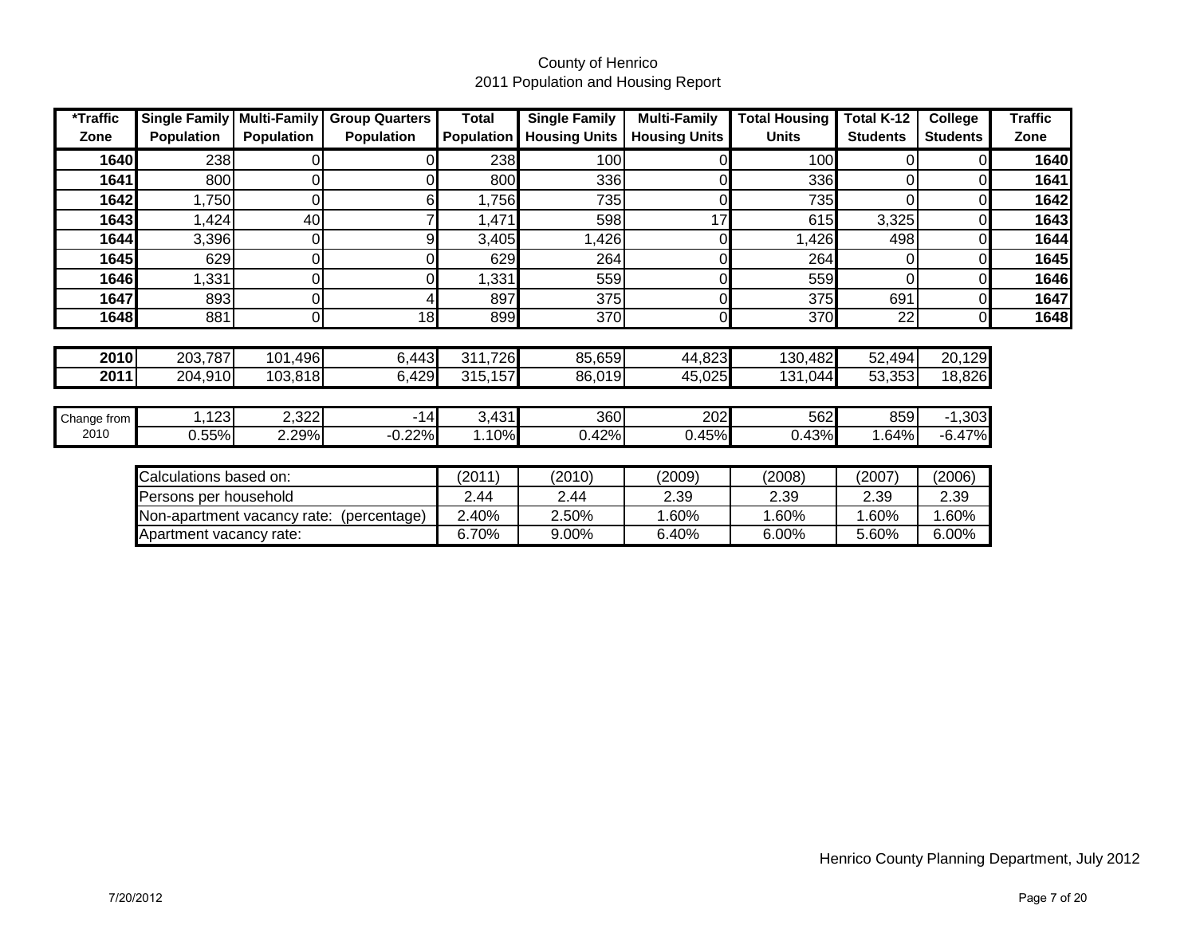County of Henrico
2011 Population and Housing Report

| *Traffic Zone | Single Family Population | Multi-Family Population | Group Quarters Population | Total Population | Single Family Housing Units | Multi-Family Housing Units | Total Housing Units | Total K-12 Students | College Students | Traffic Zone |
|---|---|---|---|---|---|---|---|---|---|---|
| **1640** | 238 | 0 | 0 | 238 | 100 | 0 | 100 | 0 | 0 | **1640** |
| **1641** | 800 | 0 | 0 | 800 | 336 | 0 | 336 | 0 | 0 | **1641** |
| **1642** | 1,750 | 0 | 6 | 1,756 | 735 | 0 | 735 | 0 | 0 | **1642** |
| **1643** | 1,424 | 40 | 7 | 1,471 | 598 | 17 | 615 | 3,325 | 0 | **1643** |
| **1644** | 3,396 | 0 | 9 | 3,405 | 1,426 | 0 | 1,426 | 498 | 0 | **1644** |
| **1645** | 629 | 0 | 0 | 629 | 264 | 0 | 264 | 0 | 0 | **1645** |
| **1646** | 1,331 | 0 | 0 | 1,331 | 559 | 0 | 559 | 0 | 0 | **1646** |
| **1647** | 893 | 0 | 4 | 897 | 375 | 0 | 375 | 691 | 0 | **1647** |
| **1648** | 881 | 0 | 18 | 899 | 370 | 0 | 370 | 22 | 0 | **1648** |
| **2010** | 203,787 | 101,496 | 6,443 | 311,726 | 85,659 | 44,823 | 130,482 | 52,494 | 20,129 | |
| **2011** | 204,910 | 103,818 | 6,429 | 315,157 | 86,019 | 45,025 | 131,044 | 53,353 | 18,826 | |
| Change from 2010 | 1,123 | 2,322 | -14 | 3,431 | 360 | 202 | 562 | 859 | -1,303 | |
| | 0.55% | 2.29% | -0.22% | 1.10% | 0.42% | 0.45% | 0.43% | 1.64% | -6.47% | |

| Calculations based on: | (2011) | (2010) | (2009) | (2008) | (2007) | (2006) |
|---|---|---|---|---|---|---|
| Persons per household | 2.44 | 2.44 | 2.39 | 2.39 | 2.39 | 2.39 |
| Non-apartment vacancy rate: (percentage) | 2.40% | 2.50% | 1.60% | 1.60% | 1.60% | 1.60% |
| Apartment vacancy rate: | 6.70% | 9.00% | 6.40% | 6.00% | 5.60% | 6.00% |

Henrico County Planning Department, July 2012

7/20/2012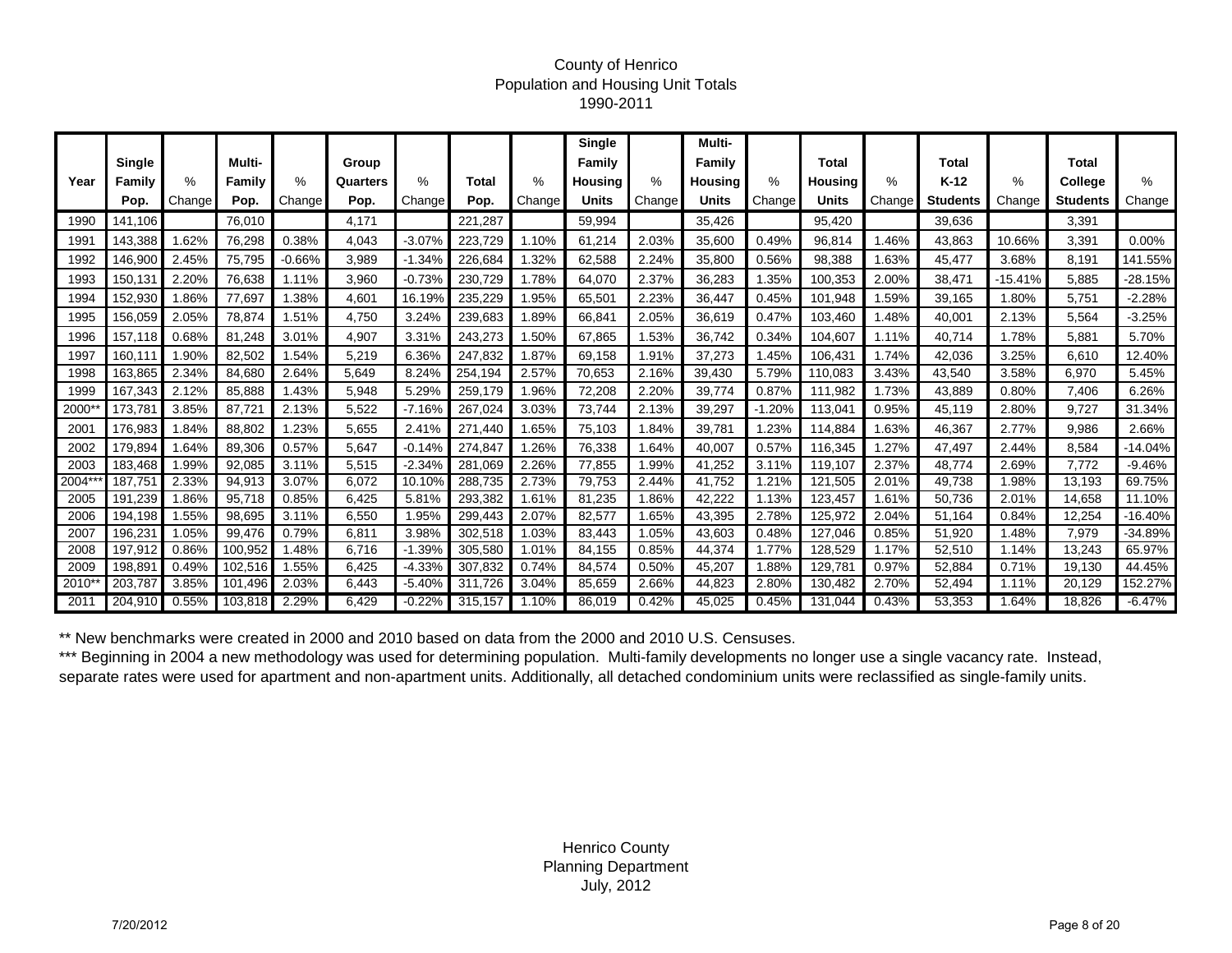# County of Henrico
## Population and Housing Unit Totals
### 1990-2011

| Year | Single Family Pop. | % Change | Multi-Family Pop. | % Change | Group Quarters Pop. | % Change | Total Pop. | % Change | Single Family Housing Units | % Change | Multi-Family Housing Units | % Change | Total Housing Units | % Change | Total K-12 Students | % Change | Total College Students | % Change |
|---|---|---|---|---|---|---|---|---|---|---|---|---|---|---|---|---|---|---|
| 1990 | 141,106 | | 76,010 | | 4,171 | | 221,287 | | 59,994 | | 35,426 | | 95,420 | | 39,636 | | 3,391 | |
| 1991 | 143,388 | 1.62% | 76,298 | 0.38% | 4,043 | -3.07% | 223,729 | 1.10% | 61,214 | 2.03% | 35,600 | 0.49% | 96,814 | 1.46% | 43,863 | 10.66% | 3,391 | 0.00% |
| 1992 | 146,900 | 2.45% | 75,795 | -0.66% | 3,989 | -1.34% | 226,684 | 1.32% | 62,588 | 2.24% | 35,800 | 0.56% | 98,388 | 1.63% | 45,477 | 3.68% | 8,191 | 141.55% |
| 1993 | 150,131 | 2.20% | 76,638 | 1.11% | 3,960 | -0.73% | 230,729 | 1.78% | 64,070 | 2.37% | 36,283 | 1.35% | 100,353 | 2.00% | 38,471 | -15.41% | 5,885 | -28.15% |
| 1994 | 152,930 | 1.86% | 77,697 | 1.38% | 4,601 | 16.19% | 235,229 | 1.95% | 65,501 | 2.23% | 36,447 | 0.45% | 101,948 | 1.59% | 39,165 | 1.80% | 5,751 | -2.28% |
| 1995 | 156,059 | 2.05% | 78,874 | 1.51% | 4,750 | 3.24% | 239,683 | 1.89% | 66,841 | 2.05% | 36,619 | 0.47% | 103,460 | 1.48% | 40,001 | 2.13% | 5,564 | -3.25% |
| 1996 | 157,118 | 0.68% | 81,248 | 3.01% | 4,907 | 3.31% | 243,273 | 1.50% | 67,865 | 1.53% | 36,742 | 0.34% | 104,607 | 1.11% | 40,714 | 1.78% | 5,881 | 5.70% |
| 1997 | 160,111 | 1.90% | 82,502 | 1.54% | 5,219 | 6.36% | 247,832 | 1.87% | 69,158 | 1.91% | 37,273 | 1.45% | 106,431 | 1.74% | 42,036 | 3.25% | 6,610 | 12.40% |
| 1998 | 163,865 | 2.34% | 84,680 | 2.64% | 5,649 | 8.24% | 254,194 | 2.57% | 70,653 | 2.16% | 39,430 | 5.79% | 110,083 | 3.43% | 43,540 | 3.58% | 6,970 | 5.45% |
| 1999 | 167,343 | 2.12% | 85,888 | 1.43% | 5,948 | 5.29% | 259,179 | 1.96% | 72,208 | 2.20% | 39,774 | 0.87% | 111,982 | 1.73% | 43,889 | 0.80% | 7,406 | 6.26% |
| 2000** | 173,781 | 3.85% | 87,721 | 2.13% | 5,522 | -7.16% | 267,024 | 3.03% | 73,744 | 2.13% | 39,297 | -1.20% | 113,041 | 0.95% | 45,119 | 2.80% | 9,727 | 31.34% |
| 2001 | 176,983 | 1.84% | 88,802 | 1.23% | 5,655 | 2.41% | 271,440 | 1.65% | 75,103 | 1.84% | 39,781 | 1.23% | 114,884 | 1.63% | 46,367 | 2.77% | 9,986 | 2.66% |
| 2002 | 179,894 | 1.64% | 89,306 | 0.57% | 5,647 | -0.14% | 274,847 | 1.26% | 76,338 | 1.64% | 40,007 | 0.57% | 116,345 | 1.27% | 47,497 | 2.44% | 8,584 | -14.04% |
| 2003 | 183,468 | 1.99% | 92,085 | 3.11% | 5,515 | -2.34% | 281,069 | 2.26% | 77,855 | 1.99% | 41,252 | 3.11% | 119,107 | 2.37% | 48,774 | 2.69% | 7,772 | -9.46% |
| 2004*** | 187,751 | 2.33% | 94,913 | 3.07% | 6,072 | 10.10% | 288,735 | 2.73% | 79,753 | 2.44% | 41,752 | 1.21% | 121,505 | 2.01% | 49,738 | 1.98% | 13,193 | 69.75% |
| 2005 | 191,239 | 1.86% | 95,718 | 0.85% | 6,425 | 5.81% | 293,382 | 1.61% | 81,235 | 1.86% | 42,222 | 1.13% | 123,457 | 1.61% | 50,736 | 2.01% | 14,658 | 11.10% |
| 2006 | 194,198 | 1.55% | 98,695 | 3.11% | 6,550 | 1.95% | 299,443 | 2.07% | 82,577 | 1.65% | 43,395 | 2.78% | 125,972 | 2.04% | 51,164 | 0.84% | 12,254 | -16.40% |
| 2007 | 196,231 | 1.05% | 99,476 | 0.79% | 6,811 | 3.98% | 302,518 | 1.03% | 83,443 | 1.05% | 43,603 | 0.48% | 127,046 | 0.85% | 51,920 | 1.48% | 7,979 | -34.89% |
| 2008 | 197,912 | 0.86% | 100,952 | 1.48% | 6,716 | -1.39% | 305,580 | 1.01% | 84,155 | 0.85% | 44,374 | 1.77% | 128,529 | 1.17% | 52,510 | 1.14% | 13,243 | 65.97% |
| 2009 | 198,891 | 0.49% | 102,516 | 1.55% | 6,425 | -4.33% | 307,832 | 0.74% | 84,574 | 0.50% | 45,207 | 1.88% | 129,781 | 0.97% | 52,884 | 0.71% | 19,130 | 44.45% |
| 2010** | 203,787 | 3.85% | 101,496 | 2.03% | 6,443 | -5.40% | 311,726 | 3.04% | 85,659 | 2.66% | 44,823 | 2.80% | 130,482 | 2.70% | 52,494 | 1.11% | 20,129 | 152.27% |
| 2011 | 204,910 | 0.55% | 103,818 | 2.29% | 6,429 | -0.22% | 315,157 | 1.10% | 86,019 | 0.42% | 45,025 | 0.45% | 131,044 | 0.43% | 53,353 | 1.64% | 18,826 | -6.47% |

** New benchmarks were created in 2000 and 2010 based on data from the 2000 and 2010 U.S. Censuses.

*** Beginning in 2004 a new methodology was used for determining population. Multi-family developments no longer use a single vacancy rate. Instead, separate rates were used for apartment and non-apartment units. Additionally, all detached condominium units were reclassified as single-family units.

Henrico County
Planning Department
July, 2012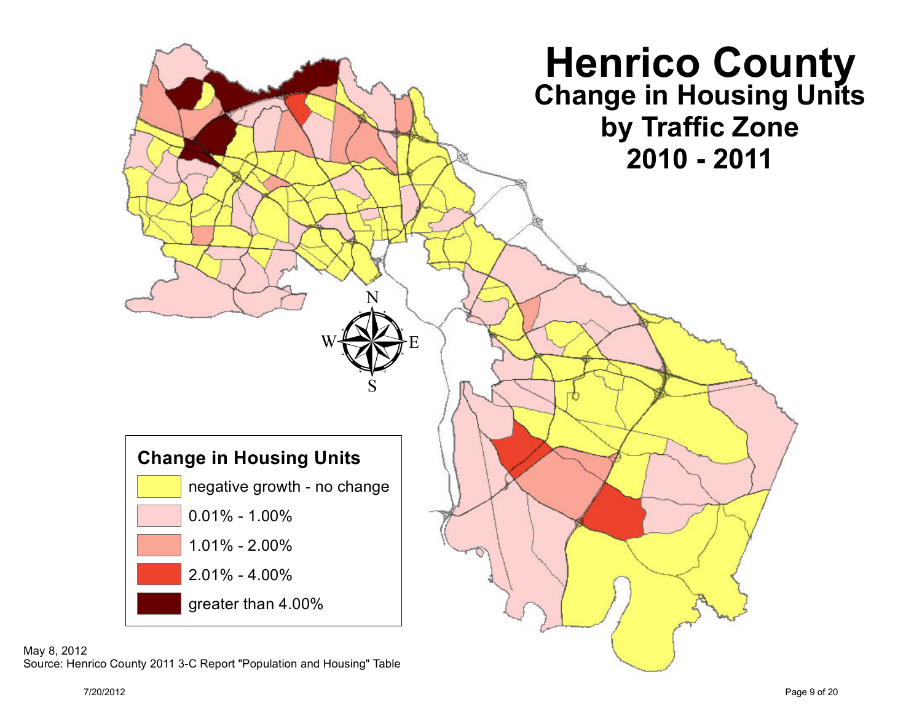# Henrico County

## Change in Housing Units by Traffic Zone 2010 - 2011

**Change in Housing Units**

- negative growth - no change
- 0.01% - 1.00%
- 1.01% - 2.00%
- 2.01% - 4.00%
- greater than 4.00%

May 8, 2012
Source: Henrico County 2011 3-C Report "Population and Housing" Table

7/20/2012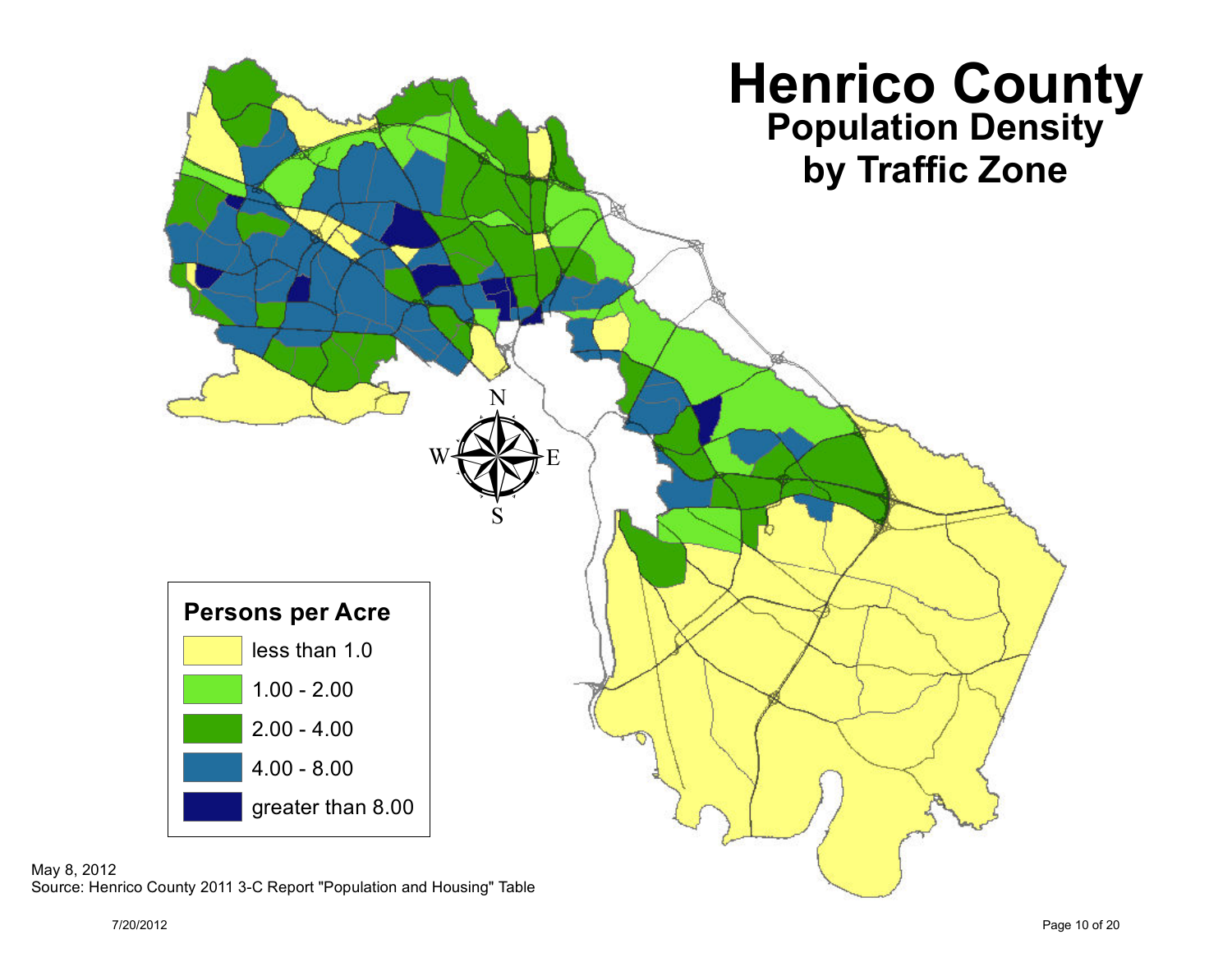# Henrico County

## Population Density by Traffic Zone

**Persons per Acre**

- less than 1.0
- 1.00 - 2.00
- 2.00 - 4.00
- 4.00 - 8.00
- greater than 8.00

May 8, 2012

Source: Henrico County 2011 3-C Report "Population and Housing" Table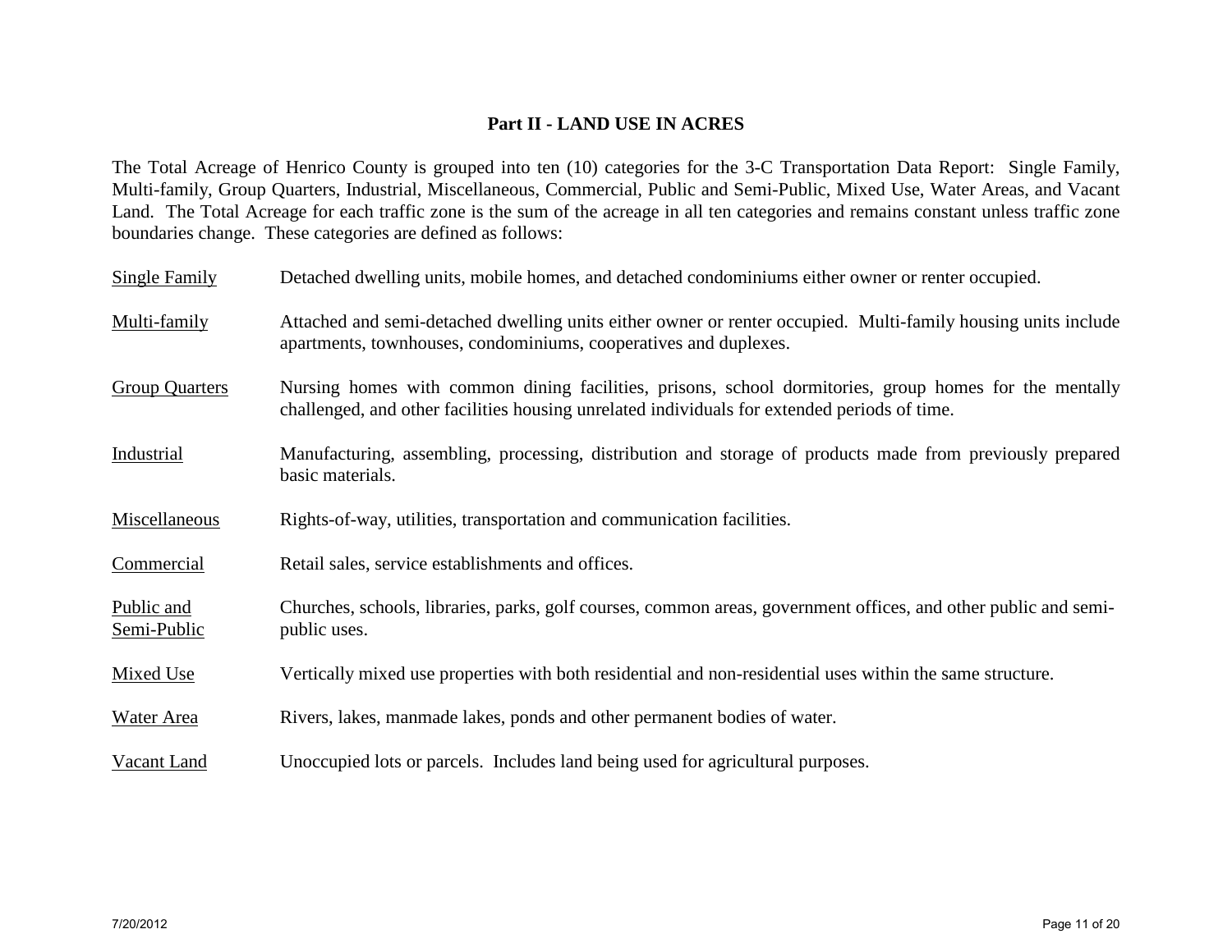## Part II - LAND USE IN ACRES

The Total Acreage of Henrico County is grouped into ten (10) categories for the 3-C Transportation Data Report: Single Family, Multi-family, Group Quarters, Industrial, Miscellaneous, Commercial, Public and Semi-Public, Mixed Use, Water Areas, and Vacant Land. The Total Acreage for each traffic zone is the sum of the acreage in all ten categories and remains constant unless traffic zone boundaries change. These categories are defined as follows:

<u>Single Family</u> — Detached dwelling units, mobile homes, and detached condominiums either owner or renter occupied.

<u>Multi-family</u> — Attached and semi-detached dwelling units either owner or renter occupied. Multi-family housing units include apartments, townhouses, condominiums, cooperatives and duplexes.

<u>Group Quarters</u> — Nursing homes with common dining facilities, prisons, school dormitories, group homes for the mentally challenged, and other facilities housing unrelated individuals for extended periods of time.

<u>Industrial</u> — Manufacturing, assembling, processing, distribution and storage of products made from previously prepared basic materials.

<u>Miscellaneous</u> — Rights-of-way, utilities, transportation and communication facilities.

<u>Commercial</u> — Retail sales, service establishments and offices.

<u>Public and Semi-Public</u> — Churches, schools, libraries, parks, golf courses, common areas, government offices, and other public and semi-public uses.

<u>Mixed Use</u> — Vertically mixed use properties with both residential and non-residential uses within the same structure.

<u>Water Area</u> — Rivers, lakes, manmade lakes, ponds and other permanent bodies of water.

<u>Vacant Land</u> — Unoccupied lots or parcels. Includes land being used for agricultural purposes.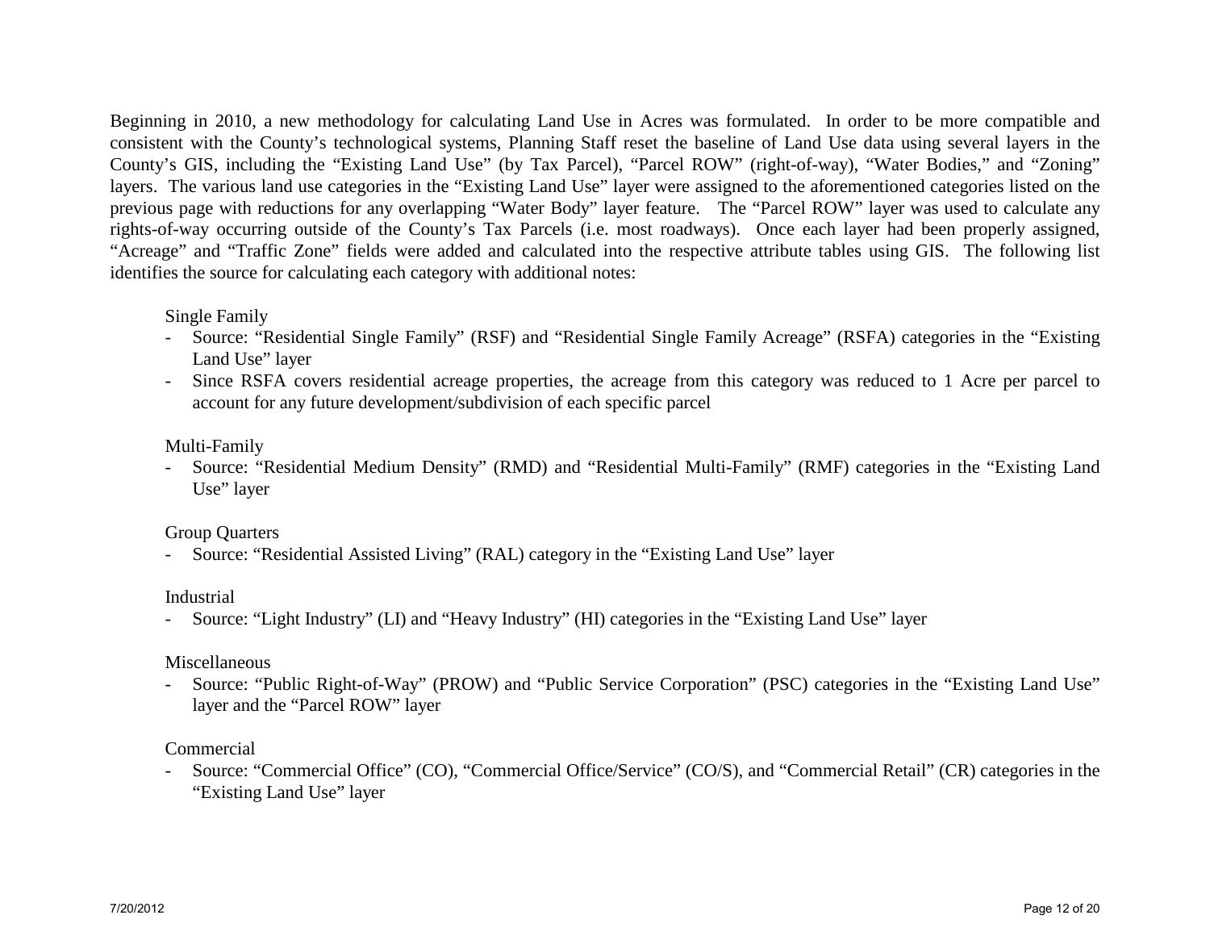Beginning in 2010, a new methodology for calculating Land Use in Acres was formulated. In order to be more compatible and consistent with the County's technological systems, Planning Staff reset the baseline of Land Use data using several layers in the County's GIS, including the "Existing Land Use" (by Tax Parcel), "Parcel ROW" (right-of-way), "Water Bodies," and "Zoning" layers. The various land use categories in the "Existing Land Use" layer were assigned to the aforementioned categories listed on the previous page with reductions for any overlapping "Water Body" layer feature. The "Parcel ROW" layer was used to calculate any rights-of-way occurring outside of the County's Tax Parcels (i.e. most roadways). Once each layer had been properly assigned, "Acreage" and "Traffic Zone" fields were added and calculated into the respective attribute tables using GIS. The following list identifies the source for calculating each category with additional notes:

Single Family

- Source: "Residential Single Family" (RSF) and "Residential Single Family Acreage" (RSFA) categories in the "Existing Land Use" layer
- Since RSFA covers residential acreage properties, the acreage from this category was reduced to 1 Acre per parcel to account for any future development/subdivision of each specific parcel

Multi-Family

- Source: "Residential Medium Density" (RMD) and "Residential Multi-Family" (RMF) categories in the "Existing Land Use" layer

Group Quarters

- Source: "Residential Assisted Living" (RAL) category in the "Existing Land Use" layer

Industrial

- Source: "Light Industry" (LI) and "Heavy Industry" (HI) categories in the "Existing Land Use" layer

Miscellaneous

- Source: "Public Right-of-Way" (PROW) and "Public Service Corporation" (PSC) categories in the "Existing Land Use" layer and the "Parcel ROW" layer

Commercial

- Source: "Commercial Office" (CO), "Commercial Office/Service" (CO/S), and "Commercial Retail" (CR) categories in the "Existing Land Use" layer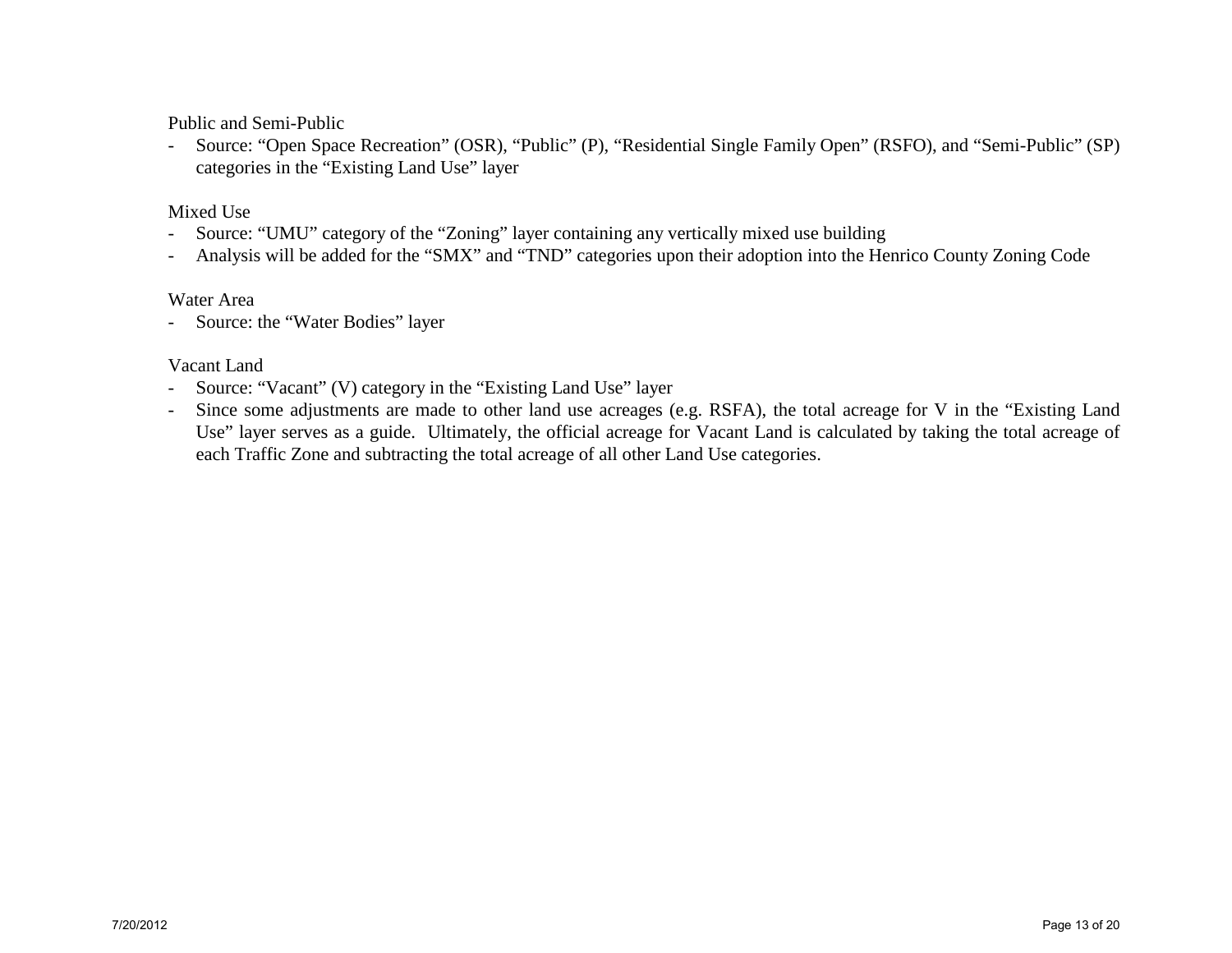Public and Semi-Public

- Source: “Open Space Recreation” (OSR), “Public” (P), “Residential Single Family Open” (RSFO), and “Semi-Public” (SP) categories in the “Existing Land Use” layer

Mixed Use

- Source: “UMU” category of the “Zoning” layer containing any vertically mixed use building
- Analysis will be added for the “SMX” and “TND” categories upon their adoption into the Henrico County Zoning Code

Water Area

- Source: the “Water Bodies” layer

Vacant Land

- Source: “Vacant” (V) category in the “Existing Land Use” layer
- Since some adjustments are made to other land use acreages (e.g. RSFA), the total acreage for V in the “Existing Land Use” layer serves as a guide. Ultimately, the official acreage for Vacant Land is calculated by taking the total acreage of each Traffic Zone and subtracting the total acreage of all other Land Use categories.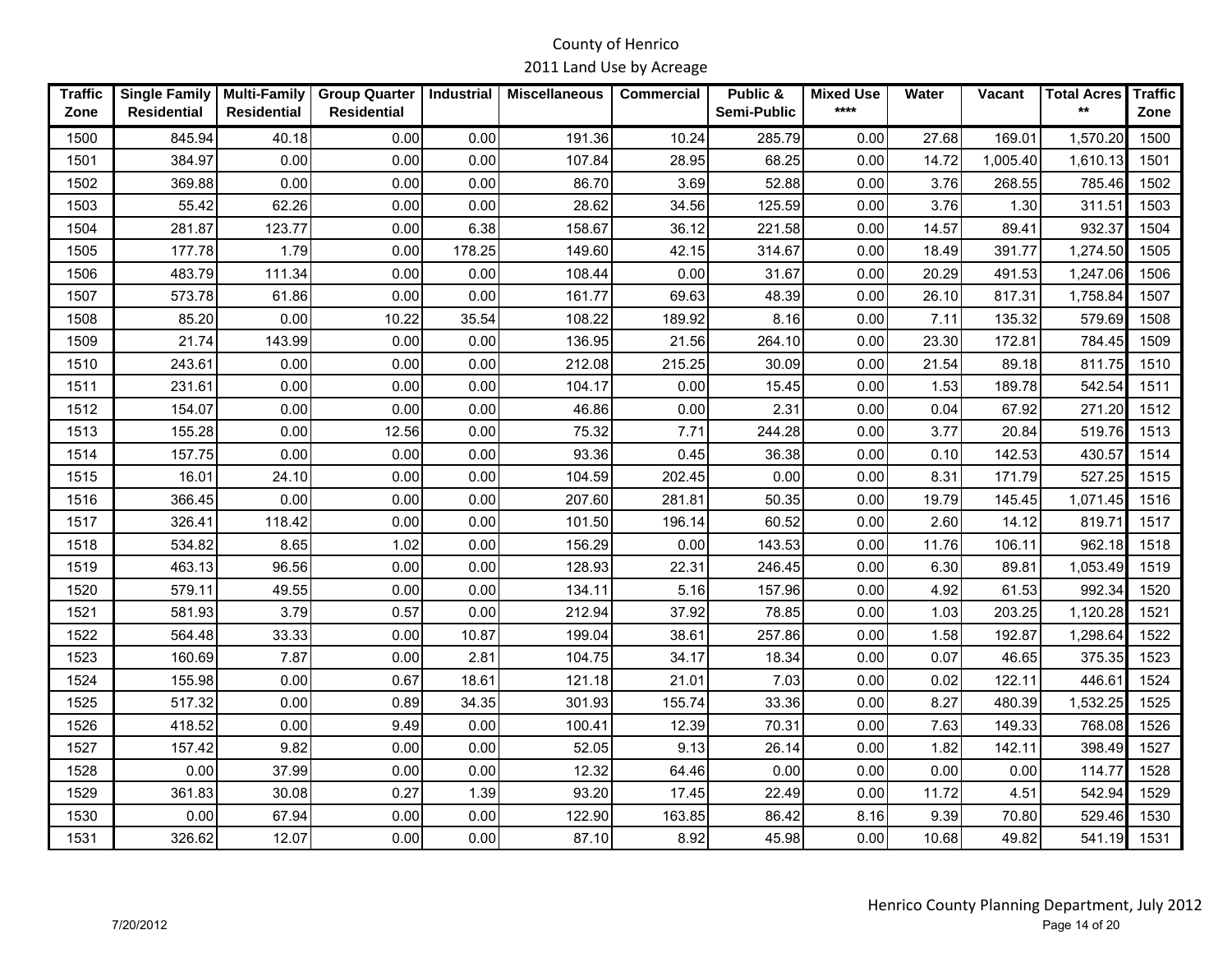# County of Henrico

## 2011 Land Use by Acreage

| Traffic Zone | Single Family Residential | Multi-Family Residential | Group Quarter Residential | Industrial | Miscellaneous | Commercial | Public & Semi-Public | Mixed Use **** | Water | Vacant | Total Acres ** | Traffic Zone |
|---|---|---|---|---|---|---|---|---|---|---|---|---|
| 1500 | 845.94 | 40.18 | 0.00 | 0.00 | 191.36 | 10.24 | 285.79 | 0.00 | 27.68 | 169.01 | 1,570.20 | 1500 |
| 1501 | 384.97 | 0.00 | 0.00 | 0.00 | 107.84 | 28.95 | 68.25 | 0.00 | 14.72 | 1,005.40 | 1,610.13 | 1501 |
| 1502 | 369.88 | 0.00 | 0.00 | 0.00 | 86.70 | 3.69 | 52.88 | 0.00 | 3.76 | 268.55 | 785.46 | 1502 |
| 1503 | 55.42 | 62.26 | 0.00 | 0.00 | 28.62 | 34.56 | 125.59 | 0.00 | 3.76 | 1.30 | 311.51 | 1503 |
| 1504 | 281.87 | 123.77 | 0.00 | 6.38 | 158.67 | 36.12 | 221.58 | 0.00 | 14.57 | 89.41 | 932.37 | 1504 |
| 1505 | 177.78 | 1.79 | 0.00 | 178.25 | 149.60 | 42.15 | 314.67 | 0.00 | 18.49 | 391.77 | 1,274.50 | 1505 |
| 1506 | 483.79 | 111.34 | 0.00 | 0.00 | 108.44 | 0.00 | 31.67 | 0.00 | 20.29 | 491.53 | 1,247.06 | 1506 |
| 1507 | 573.78 | 61.86 | 0.00 | 0.00 | 161.77 | 69.63 | 48.39 | 0.00 | 26.10 | 817.31 | 1,758.84 | 1507 |
| 1508 | 85.20 | 0.00 | 10.22 | 35.54 | 108.22 | 189.92 | 8.16 | 0.00 | 7.11 | 135.32 | 579.69 | 1508 |
| 1509 | 21.74 | 143.99 | 0.00 | 0.00 | 136.95 | 21.56 | 264.10 | 0.00 | 23.30 | 172.81 | 784.45 | 1509 |
| 1510 | 243.61 | 0.00 | 0.00 | 0.00 | 212.08 | 215.25 | 30.09 | 0.00 | 21.54 | 89.18 | 811.75 | 1510 |
| 1511 | 231.61 | 0.00 | 0.00 | 0.00 | 104.17 | 0.00 | 15.45 | 0.00 | 1.53 | 189.78 | 542.54 | 1511 |
| 1512 | 154.07 | 0.00 | 0.00 | 0.00 | 46.86 | 0.00 | 2.31 | 0.00 | 0.04 | 67.92 | 271.20 | 1512 |
| 1513 | 155.28 | 0.00 | 12.56 | 0.00 | 75.32 | 7.71 | 244.28 | 0.00 | 3.77 | 20.84 | 519.76 | 1513 |
| 1514 | 157.75 | 0.00 | 0.00 | 0.00 | 93.36 | 0.45 | 36.38 | 0.00 | 0.10 | 142.53 | 430.57 | 1514 |
| 1515 | 16.01 | 24.10 | 0.00 | 0.00 | 104.59 | 202.45 | 0.00 | 0.00 | 8.31 | 171.79 | 527.25 | 1515 |
| 1516 | 366.45 | 0.00 | 0.00 | 0.00 | 207.60 | 281.81 | 50.35 | 0.00 | 19.79 | 145.45 | 1,071.45 | 1516 |
| 1517 | 326.41 | 118.42 | 0.00 | 0.00 | 101.50 | 196.14 | 60.52 | 0.00 | 2.60 | 14.12 | 819.71 | 1517 |
| 1518 | 534.82 | 8.65 | 1.02 | 0.00 | 156.29 | 0.00 | 143.53 | 0.00 | 11.76 | 106.11 | 962.18 | 1518 |
| 1519 | 463.13 | 96.56 | 0.00 | 0.00 | 128.93 | 22.31 | 246.45 | 0.00 | 6.30 | 89.81 | 1,053.49 | 1519 |
| 1520 | 579.11 | 49.55 | 0.00 | 0.00 | 134.11 | 5.16 | 157.96 | 0.00 | 4.92 | 61.53 | 992.34 | 1520 |
| 1521 | 581.93 | 3.79 | 0.57 | 0.00 | 212.94 | 37.92 | 78.85 | 0.00 | 1.03 | 203.25 | 1,120.28 | 1521 |
| 1522 | 564.48 | 33.33 | 0.00 | 10.87 | 199.04 | 38.61 | 257.86 | 0.00 | 1.58 | 192.87 | 1,298.64 | 1522 |
| 1523 | 160.69 | 7.87 | 0.00 | 2.81 | 104.75 | 34.17 | 18.34 | 0.00 | 0.07 | 46.65 | 375.35 | 1523 |
| 1524 | 155.98 | 0.00 | 0.67 | 18.61 | 121.18 | 21.01 | 7.03 | 0.00 | 0.02 | 122.11 | 446.61 | 1524 |
| 1525 | 517.32 | 0.00 | 0.89 | 34.35 | 301.93 | 155.74 | 33.36 | 0.00 | 8.27 | 480.39 | 1,532.25 | 1525 |
| 1526 | 418.52 | 0.00 | 9.49 | 0.00 | 100.41 | 12.39 | 70.31 | 0.00 | 7.63 | 149.33 | 768.08 | 1526 |
| 1527 | 157.42 | 9.82 | 0.00 | 0.00 | 52.05 | 9.13 | 26.14 | 0.00 | 1.82 | 142.11 | 398.49 | 1527 |
| 1528 | 0.00 | 37.99 | 0.00 | 0.00 | 12.32 | 64.46 | 0.00 | 0.00 | 0.00 | 0.00 | 114.77 | 1528 |
| 1529 | 361.83 | 30.08 | 0.27 | 1.39 | 93.20 | 17.45 | 22.49 | 0.00 | 11.72 | 4.51 | 542.94 | 1529 |
| 1530 | 0.00 | 67.94 | 0.00 | 0.00 | 122.90 | 163.85 | 86.42 | 8.16 | 9.39 | 70.80 | 529.46 | 1530 |
| 1531 | 326.62 | 12.07 | 0.00 | 0.00 | 87.10 | 8.92 | 45.98 | 0.00 | 10.68 | 49.82 | 541.19 | 1531 |

Henrico County Planning Department, July 2012

7/20/2012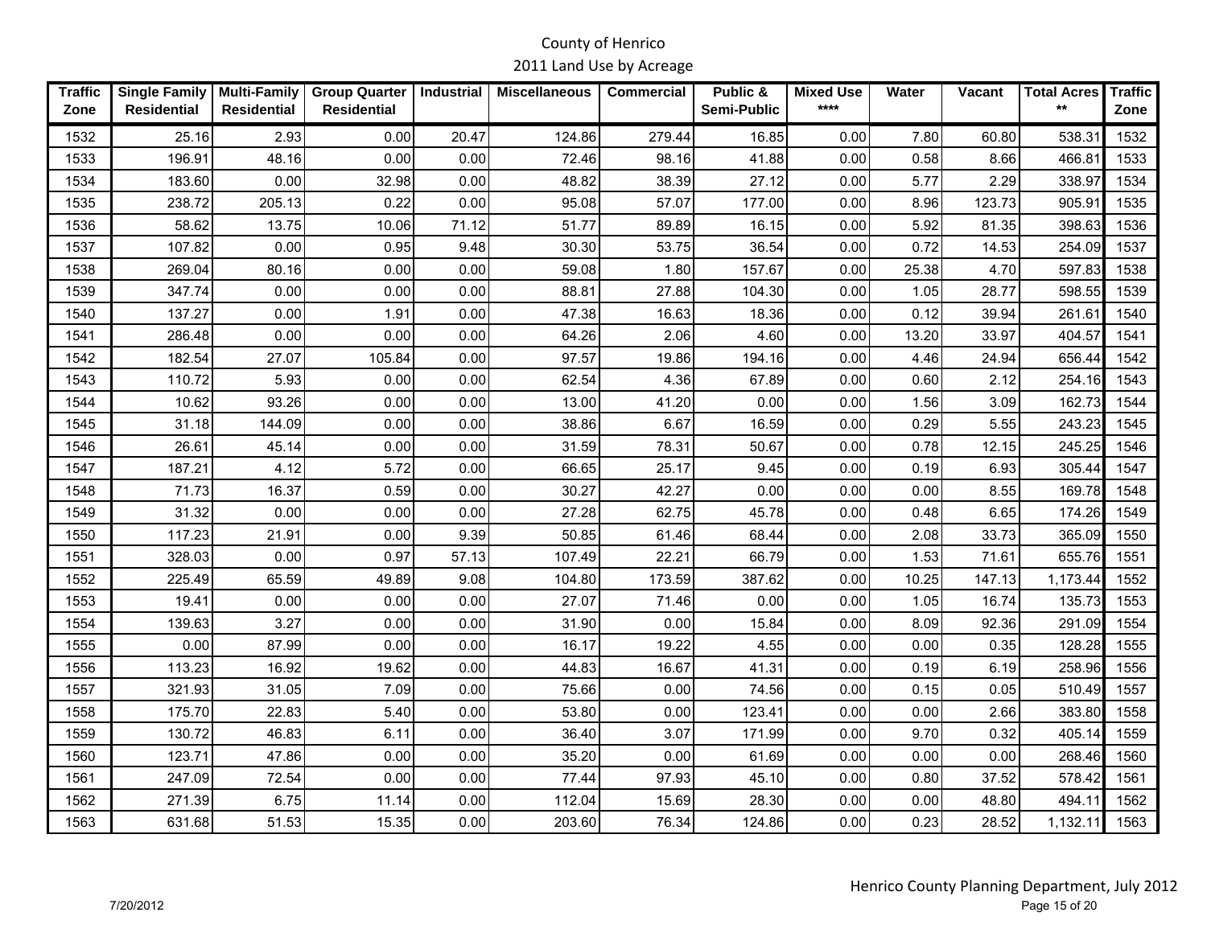County of Henrico

2011 Land Use by Acreage

| Traffic Zone | Single Family Residential | Multi-Family Residential | Group Quarter Residential | Industrial | Miscellaneous | Commercial | Public & Semi-Public | Mixed Use **** | Water | Vacant | Total Acres ** | Traffic Zone |
|---|---|---|---|---|---|---|---|---|---|---|---|---|
| 1532 | 25.16 | 2.93 | 0.00 | 20.47 | 124.86 | 279.44 | 16.85 | 0.00 | 7.80 | 60.80 | 538.31 | 1532 |
| 1533 | 196.91 | 48.16 | 0.00 | 0.00 | 72.46 | 98.16 | 41.88 | 0.00 | 0.58 | 8.66 | 466.81 | 1533 |
| 1534 | 183.60 | 0.00 | 32.98 | 0.00 | 48.82 | 38.39 | 27.12 | 0.00 | 5.77 | 2.29 | 338.97 | 1534 |
| 1535 | 238.72 | 205.13 | 0.22 | 0.00 | 95.08 | 57.07 | 177.00 | 0.00 | 8.96 | 123.73 | 905.91 | 1535 |
| 1536 | 58.62 | 13.75 | 10.06 | 71.12 | 51.77 | 89.89 | 16.15 | 0.00 | 5.92 | 81.35 | 398.63 | 1536 |
| 1537 | 107.82 | 0.00 | 0.95 | 9.48 | 30.30 | 53.75 | 36.54 | 0.00 | 0.72 | 14.53 | 254.09 | 1537 |
| 1538 | 269.04 | 80.16 | 0.00 | 0.00 | 59.08 | 1.80 | 157.67 | 0.00 | 25.38 | 4.70 | 597.83 | 1538 |
| 1539 | 347.74 | 0.00 | 0.00 | 0.00 | 88.81 | 27.88 | 104.30 | 0.00 | 1.05 | 28.77 | 598.55 | 1539 |
| 1540 | 137.27 | 0.00 | 1.91 | 0.00 | 47.38 | 16.63 | 18.36 | 0.00 | 0.12 | 39.94 | 261.61 | 1540 |
| 1541 | 286.48 | 0.00 | 0.00 | 0.00 | 64.26 | 2.06 | 4.60 | 0.00 | 13.20 | 33.97 | 404.57 | 1541 |
| 1542 | 182.54 | 27.07 | 105.84 | 0.00 | 97.57 | 19.86 | 194.16 | 0.00 | 4.46 | 24.94 | 656.44 | 1542 |
| 1543 | 110.72 | 5.93 | 0.00 | 0.00 | 62.54 | 4.36 | 67.89 | 0.00 | 0.60 | 2.12 | 254.16 | 1543 |
| 1544 | 10.62 | 93.26 | 0.00 | 0.00 | 13.00 | 41.20 | 0.00 | 0.00 | 1.56 | 3.09 | 162.73 | 1544 |
| 1545 | 31.18 | 144.09 | 0.00 | 0.00 | 38.86 | 6.67 | 16.59 | 0.00 | 0.29 | 5.55 | 243.23 | 1545 |
| 1546 | 26.61 | 45.14 | 0.00 | 0.00 | 31.59 | 78.31 | 50.67 | 0.00 | 0.78 | 12.15 | 245.25 | 1546 |
| 1547 | 187.21 | 4.12 | 5.72 | 0.00 | 66.65 | 25.17 | 9.45 | 0.00 | 0.19 | 6.93 | 305.44 | 1547 |
| 1548 | 71.73 | 16.37 | 0.59 | 0.00 | 30.27 | 42.27 | 0.00 | 0.00 | 0.00 | 8.55 | 169.78 | 1548 |
| 1549 | 31.32 | 0.00 | 0.00 | 0.00 | 27.28 | 62.75 | 45.78 | 0.00 | 0.48 | 6.65 | 174.26 | 1549 |
| 1550 | 117.23 | 21.91 | 0.00 | 9.39 | 50.85 | 61.46 | 68.44 | 0.00 | 2.08 | 33.73 | 365.09 | 1550 |
| 1551 | 328.03 | 0.00 | 0.97 | 57.13 | 107.49 | 22.21 | 66.79 | 0.00 | 1.53 | 71.61 | 655.76 | 1551 |
| 1552 | 225.49 | 65.59 | 49.89 | 9.08 | 104.80 | 173.59 | 387.62 | 0.00 | 10.25 | 147.13 | 1,173.44 | 1552 |
| 1553 | 19.41 | 0.00 | 0.00 | 0.00 | 27.07 | 71.46 | 0.00 | 0.00 | 1.05 | 16.74 | 135.73 | 1553 |
| 1554 | 139.63 | 3.27 | 0.00 | 0.00 | 31.90 | 0.00 | 15.84 | 0.00 | 8.09 | 92.36 | 291.09 | 1554 |
| 1555 | 0.00 | 87.99 | 0.00 | 0.00 | 16.17 | 19.22 | 4.55 | 0.00 | 0.00 | 0.35 | 128.28 | 1555 |
| 1556 | 113.23 | 16.92 | 19.62 | 0.00 | 44.83 | 16.67 | 41.31 | 0.00 | 0.19 | 6.19 | 258.96 | 1556 |
| 1557 | 321.93 | 31.05 | 7.09 | 0.00 | 75.66 | 0.00 | 74.56 | 0.00 | 0.15 | 0.05 | 510.49 | 1557 |
| 1558 | 175.70 | 22.83 | 5.40 | 0.00 | 53.80 | 0.00 | 123.41 | 0.00 | 0.00 | 2.66 | 383.80 | 1558 |
| 1559 | 130.72 | 46.83 | 6.11 | 0.00 | 36.40 | 3.07 | 171.99 | 0.00 | 9.70 | 0.32 | 405.14 | 1559 |
| 1560 | 123.71 | 47.86 | 0.00 | 0.00 | 35.20 | 0.00 | 61.69 | 0.00 | 0.00 | 0.00 | 268.46 | 1560 |
| 1561 | 247.09 | 72.54 | 0.00 | 0.00 | 77.44 | 97.93 | 45.10 | 0.00 | 0.80 | 37.52 | 578.42 | 1561 |
| 1562 | 271.39 | 6.75 | 11.14 | 0.00 | 112.04 | 15.69 | 28.30 | 0.00 | 0.00 | 48.80 | 494.11 | 1562 |
| 1563 | 631.68 | 51.53 | 15.35 | 0.00 | 203.60 | 76.34 | 124.86 | 0.00 | 0.23 | 28.52 | 1,132.11 | 1563 |

Henrico County Planning Department, July 2012

7/20/2012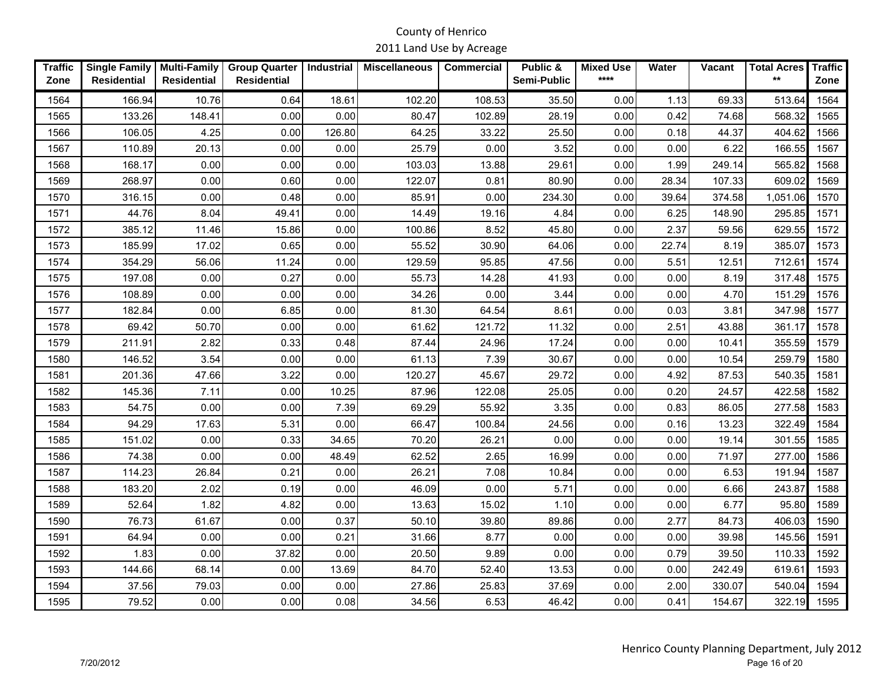County of Henrico

2011 Land Use by Acreage

| Traffic Zone | Single Family Residential | Multi-Family Residential | Group Quarter Residential | Industrial | Miscellaneous | Commercial | Public & Semi-Public | Mixed Use **** | Water | Vacant | Total Acres ** | Traffic Zone |
|---|---|---|---|---|---|---|---|---|---|---|---|---|
| 1564 | 166.94 | 10.76 | 0.64 | 18.61 | 102.20 | 108.53 | 35.50 | 0.00 | 1.13 | 69.33 | 513.64 | 1564 |
| 1565 | 133.26 | 148.41 | 0.00 | 0.00 | 80.47 | 102.89 | 28.19 | 0.00 | 0.42 | 74.68 | 568.32 | 1565 |
| 1566 | 106.05 | 4.25 | 0.00 | 126.80 | 64.25 | 33.22 | 25.50 | 0.00 | 0.18 | 44.37 | 404.62 | 1566 |
| 1567 | 110.89 | 20.13 | 0.00 | 0.00 | 25.79 | 0.00 | 3.52 | 0.00 | 0.00 | 6.22 | 166.55 | 1567 |
| 1568 | 168.17 | 0.00 | 0.00 | 0.00 | 103.03 | 13.88 | 29.61 | 0.00 | 1.99 | 249.14 | 565.82 | 1568 |
| 1569 | 268.97 | 0.00 | 0.60 | 0.00 | 122.07 | 0.81 | 80.90 | 0.00 | 28.34 | 107.33 | 609.02 | 1569 |
| 1570 | 316.15 | 0.00 | 0.48 | 0.00 | 85.91 | 0.00 | 234.30 | 0.00 | 39.64 | 374.58 | 1,051.06 | 1570 |
| 1571 | 44.76 | 8.04 | 49.41 | 0.00 | 14.49 | 19.16 | 4.84 | 0.00 | 6.25 | 148.90 | 295.85 | 1571 |
| 1572 | 385.12 | 11.46 | 15.86 | 0.00 | 100.86 | 8.52 | 45.80 | 0.00 | 2.37 | 59.56 | 629.55 | 1572 |
| 1573 | 185.99 | 17.02 | 0.65 | 0.00 | 55.52 | 30.90 | 64.06 | 0.00 | 22.74 | 8.19 | 385.07 | 1573 |
| 1574 | 354.29 | 56.06 | 11.24 | 0.00 | 129.59 | 95.85 | 47.56 | 0.00 | 5.51 | 12.51 | 712.61 | 1574 |
| 1575 | 197.08 | 0.00 | 0.27 | 0.00 | 55.73 | 14.28 | 41.93 | 0.00 | 0.00 | 8.19 | 317.48 | 1575 |
| 1576 | 108.89 | 0.00 | 0.00 | 0.00 | 34.26 | 0.00 | 3.44 | 0.00 | 0.00 | 4.70 | 151.29 | 1576 |
| 1577 | 182.84 | 0.00 | 6.85 | 0.00 | 81.30 | 64.54 | 8.61 | 0.00 | 0.03 | 3.81 | 347.98 | 1577 |
| 1578 | 69.42 | 50.70 | 0.00 | 0.00 | 61.62 | 121.72 | 11.32 | 0.00 | 2.51 | 43.88 | 361.17 | 1578 |
| 1579 | 211.91 | 2.82 | 0.33 | 0.48 | 87.44 | 24.96 | 17.24 | 0.00 | 0.00 | 10.41 | 355.59 | 1579 |
| 1580 | 146.52 | 3.54 | 0.00 | 0.00 | 61.13 | 7.39 | 30.67 | 0.00 | 0.00 | 10.54 | 259.79 | 1580 |
| 1581 | 201.36 | 47.66 | 3.22 | 0.00 | 120.27 | 45.67 | 29.72 | 0.00 | 4.92 | 87.53 | 540.35 | 1581 |
| 1582 | 145.36 | 7.11 | 0.00 | 10.25 | 87.96 | 122.08 | 25.05 | 0.00 | 0.20 | 24.57 | 422.58 | 1582 |
| 1583 | 54.75 | 0.00 | 0.00 | 7.39 | 69.29 | 55.92 | 3.35 | 0.00 | 0.83 | 86.05 | 277.58 | 1583 |
| 1584 | 94.29 | 17.63 | 5.31 | 0.00 | 66.47 | 100.84 | 24.56 | 0.00 | 0.16 | 13.23 | 322.49 | 1584 |
| 1585 | 151.02 | 0.00 | 0.33 | 34.65 | 70.20 | 26.21 | 0.00 | 0.00 | 0.00 | 19.14 | 301.55 | 1585 |
| 1586 | 74.38 | 0.00 | 0.00 | 48.49 | 62.52 | 2.65 | 16.99 | 0.00 | 0.00 | 71.97 | 277.00 | 1586 |
| 1587 | 114.23 | 26.84 | 0.21 | 0.00 | 26.21 | 7.08 | 10.84 | 0.00 | 0.00 | 6.53 | 191.94 | 1587 |
| 1588 | 183.20 | 2.02 | 0.19 | 0.00 | 46.09 | 0.00 | 5.71 | 0.00 | 0.00 | 6.66 | 243.87 | 1588 |
| 1589 | 52.64 | 1.82 | 4.82 | 0.00 | 13.63 | 15.02 | 1.10 | 0.00 | 0.00 | 6.77 | 95.80 | 1589 |
| 1590 | 76.73 | 61.67 | 0.00 | 0.37 | 50.10 | 39.80 | 89.86 | 0.00 | 2.77 | 84.73 | 406.03 | 1590 |
| 1591 | 64.94 | 0.00 | 0.00 | 0.21 | 31.66 | 8.77 | 0.00 | 0.00 | 0.00 | 39.98 | 145.56 | 1591 |
| 1592 | 1.83 | 0.00 | 37.82 | 0.00 | 20.50 | 9.89 | 0.00 | 0.00 | 0.79 | 39.50 | 110.33 | 1592 |
| 1593 | 144.66 | 68.14 | 0.00 | 13.69 | 84.70 | 52.40 | 13.53 | 0.00 | 0.00 | 242.49 | 619.61 | 1593 |
| 1594 | 37.56 | 79.03 | 0.00 | 0.00 | 27.86 | 25.83 | 37.69 | 0.00 | 2.00 | 330.07 | 540.04 | 1594 |
| 1595 | 79.52 | 0.00 | 0.00 | 0.08 | 34.56 | 6.53 | 46.42 | 0.00 | 0.41 | 154.67 | 322.19 | 1595 |

Henrico County Planning Department, July 2012

7/20/2012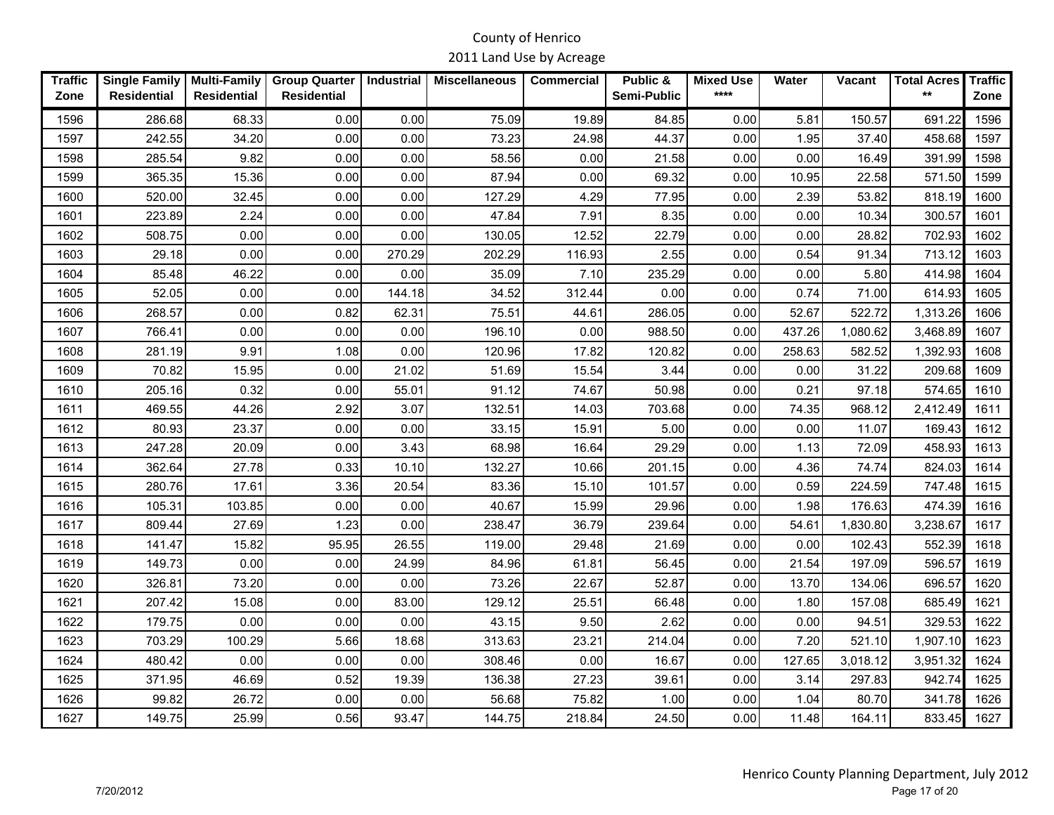# County of Henrico
## 2011 Land Use by Acreage

| Traffic Zone | Single Family Residential | Multi-Family Residential | Group Quarter Residential | Industrial | Miscellaneous | Commercial | Public & Semi-Public | Mixed Use **** | Water | Vacant | Total Acres ** | Traffic Zone |
|---|---|---|---|---|---|---|---|---|---|---|---|---|
| 1596 | 286.68 | 68.33 | 0.00 | 0.00 | 75.09 | 19.89 | 84.85 | 0.00 | 5.81 | 150.57 | 691.22 | 1596 |
| 1597 | 242.55 | 34.20 | 0.00 | 0.00 | 73.23 | 24.98 | 44.37 | 0.00 | 1.95 | 37.40 | 458.68 | 1597 |
| 1598 | 285.54 | 9.82 | 0.00 | 0.00 | 58.56 | 0.00 | 21.58 | 0.00 | 0.00 | 16.49 | 391.99 | 1598 |
| 1599 | 365.35 | 15.36 | 0.00 | 0.00 | 87.94 | 0.00 | 69.32 | 0.00 | 10.95 | 22.58 | 571.50 | 1599 |
| 1600 | 520.00 | 32.45 | 0.00 | 0.00 | 127.29 | 4.29 | 77.95 | 0.00 | 2.39 | 53.82 | 818.19 | 1600 |
| 1601 | 223.89 | 2.24 | 0.00 | 0.00 | 47.84 | 7.91 | 8.35 | 0.00 | 0.00 | 10.34 | 300.57 | 1601 |
| 1602 | 508.75 | 0.00 | 0.00 | 0.00 | 130.05 | 12.52 | 22.79 | 0.00 | 0.00 | 28.82 | 702.93 | 1602 |
| 1603 | 29.18 | 0.00 | 0.00 | 270.29 | 202.29 | 116.93 | 2.55 | 0.00 | 0.54 | 91.34 | 713.12 | 1603 |
| 1604 | 85.48 | 46.22 | 0.00 | 0.00 | 35.09 | 7.10 | 235.29 | 0.00 | 0.00 | 5.80 | 414.98 | 1604 |
| 1605 | 52.05 | 0.00 | 0.00 | 144.18 | 34.52 | 312.44 | 0.00 | 0.00 | 0.74 | 71.00 | 614.93 | 1605 |
| 1606 | 268.57 | 0.00 | 0.82 | 62.31 | 75.51 | 44.61 | 286.05 | 0.00 | 52.67 | 522.72 | 1,313.26 | 1606 |
| 1607 | 766.41 | 0.00 | 0.00 | 0.00 | 196.10 | 0.00 | 988.50 | 0.00 | 437.26 | 1,080.62 | 3,468.89 | 1607 |
| 1608 | 281.19 | 9.91 | 1.08 | 0.00 | 120.96 | 17.82 | 120.82 | 0.00 | 258.63 | 582.52 | 1,392.93 | 1608 |
| 1609 | 70.82 | 15.95 | 0.00 | 21.02 | 51.69 | 15.54 | 3.44 | 0.00 | 0.00 | 31.22 | 209.68 | 1609 |
| 1610 | 205.16 | 0.32 | 0.00 | 55.01 | 91.12 | 74.67 | 50.98 | 0.00 | 0.21 | 97.18 | 574.65 | 1610 |
| 1611 | 469.55 | 44.26 | 2.92 | 3.07 | 132.51 | 14.03 | 703.68 | 0.00 | 74.35 | 968.12 | 2,412.49 | 1611 |
| 1612 | 80.93 | 23.37 | 0.00 | 0.00 | 33.15 | 15.91 | 5.00 | 0.00 | 0.00 | 11.07 | 169.43 | 1612 |
| 1613 | 247.28 | 20.09 | 0.00 | 3.43 | 68.98 | 16.64 | 29.29 | 0.00 | 1.13 | 72.09 | 458.93 | 1613 |
| 1614 | 362.64 | 27.78 | 0.33 | 10.10 | 132.27 | 10.66 | 201.15 | 0.00 | 4.36 | 74.74 | 824.03 | 1614 |
| 1615 | 280.76 | 17.61 | 3.36 | 20.54 | 83.36 | 15.10 | 101.57 | 0.00 | 0.59 | 224.59 | 747.48 | 1615 |
| 1616 | 105.31 | 103.85 | 0.00 | 0.00 | 40.67 | 15.99 | 29.96 | 0.00 | 1.98 | 176.63 | 474.39 | 1616 |
| 1617 | 809.44 | 27.69 | 1.23 | 0.00 | 238.47 | 36.79 | 239.64 | 0.00 | 54.61 | 1,830.80 | 3,238.67 | 1617 |
| 1618 | 141.47 | 15.82 | 95.95 | 26.55 | 119.00 | 29.48 | 21.69 | 0.00 | 0.00 | 102.43 | 552.39 | 1618 |
| 1619 | 149.73 | 0.00 | 0.00 | 24.99 | 84.96 | 61.81 | 56.45 | 0.00 | 21.54 | 197.09 | 596.57 | 1619 |
| 1620 | 326.81 | 73.20 | 0.00 | 0.00 | 73.26 | 22.67 | 52.87 | 0.00 | 13.70 | 134.06 | 696.57 | 1620 |
| 1621 | 207.42 | 15.08 | 0.00 | 83.00 | 129.12 | 25.51 | 66.48 | 0.00 | 1.80 | 157.08 | 685.49 | 1621 |
| 1622 | 179.75 | 0.00 | 0.00 | 0.00 | 43.15 | 9.50 | 2.62 | 0.00 | 0.00 | 94.51 | 329.53 | 1622 |
| 1623 | 703.29 | 100.29 | 5.66 | 18.68 | 313.63 | 23.21 | 214.04 | 0.00 | 7.20 | 521.10 | 1,907.10 | 1623 |
| 1624 | 480.42 | 0.00 | 0.00 | 0.00 | 308.46 | 0.00 | 16.67 | 0.00 | 127.65 | 3,018.12 | 3,951.32 | 1624 |
| 1625 | 371.95 | 46.69 | 0.52 | 19.39 | 136.38 | 27.23 | 39.61 | 0.00 | 3.14 | 297.83 | 942.74 | 1625 |
| 1626 | 99.82 | 26.72 | 0.00 | 0.00 | 56.68 | 75.82 | 1.00 | 0.00 | 1.04 | 80.70 | 341.78 | 1626 |
| 1627 | 149.75 | 25.99 | 0.56 | 93.47 | 144.75 | 218.84 | 24.50 | 0.00 | 11.48 | 164.11 | 833.45 | 1627 |

Henrico County Planning Department, July 2012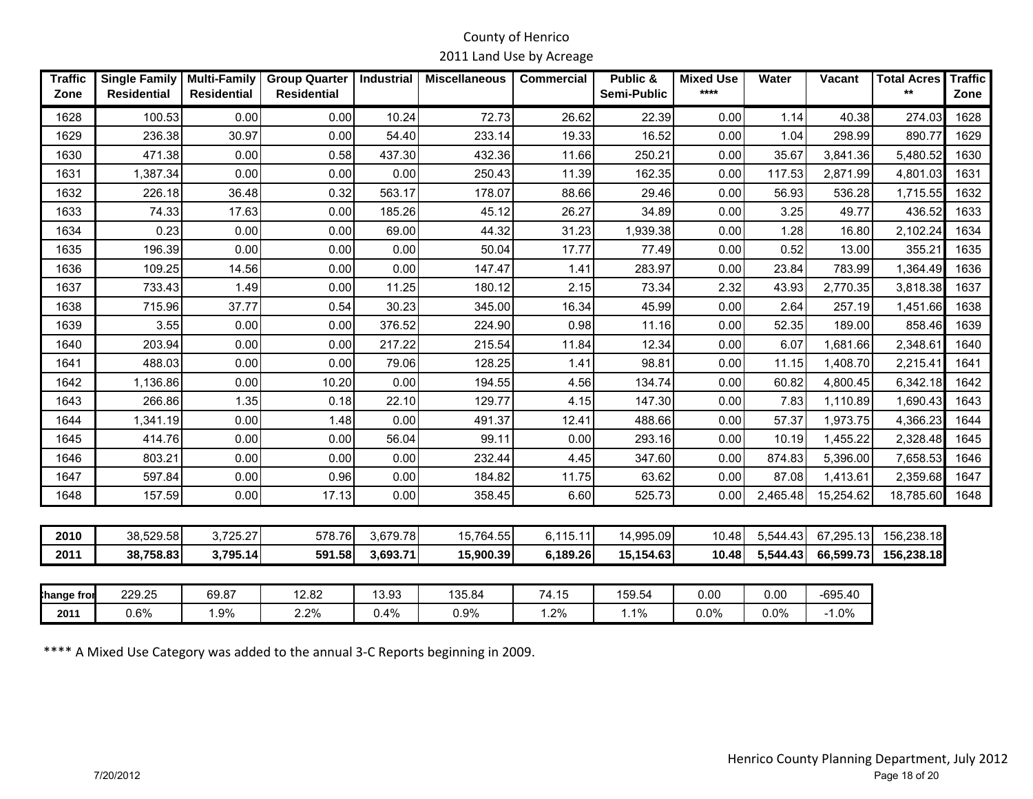# County of Henrico
## 2011 Land Use by Acreage

| Traffic Zone | Single Family Residential | Multi-Family Residential | Group Quarter Residential | Industrial | Miscellaneous | Commercial | Public & Semi-Public | Mixed Use **** | Water | Vacant | Total Acres ** | Traffic Zone |
|---|---|---|---|---|---|---|---|---|---|---|---|---|
| 1628 | 100.53 | 0.00 | 0.00 | 10.24 | 72.73 | 26.62 | 22.39 | 0.00 | 1.14 | 40.38 | 274.03 | 1628 |
| 1629 | 236.38 | 30.97 | 0.00 | 54.40 | 233.14 | 19.33 | 16.52 | 0.00 | 1.04 | 298.99 | 890.77 | 1629 |
| 1630 | 471.38 | 0.00 | 0.58 | 437.30 | 432.36 | 11.66 | 250.21 | 0.00 | 35.67 | 3,841.36 | 5,480.52 | 1630 |
| 1631 | 1,387.34 | 0.00 | 0.00 | 0.00 | 250.43 | 11.39 | 162.35 | 0.00 | 117.53 | 2,871.99 | 4,801.03 | 1631 |
| 1632 | 226.18 | 36.48 | 0.32 | 563.17 | 178.07 | 88.66 | 29.46 | 0.00 | 56.93 | 536.28 | 1,715.55 | 1632 |
| 1633 | 74.33 | 17.63 | 0.00 | 185.26 | 45.12 | 26.27 | 34.89 | 0.00 | 3.25 | 49.77 | 436.52 | 1633 |
| 1634 | 0.23 | 0.00 | 0.00 | 69.00 | 44.32 | 31.23 | 1,939.38 | 0.00 | 1.28 | 16.80 | 2,102.24 | 1634 |
| 1635 | 196.39 | 0.00 | 0.00 | 0.00 | 50.04 | 17.77 | 77.49 | 0.00 | 0.52 | 13.00 | 355.21 | 1635 |
| 1636 | 109.25 | 14.56 | 0.00 | 0.00 | 147.47 | 1.41 | 283.97 | 0.00 | 23.84 | 783.99 | 1,364.49 | 1636 |
| 1637 | 733.43 | 1.49 | 0.00 | 11.25 | 180.12 | 2.15 | 73.34 | 2.32 | 43.93 | 2,770.35 | 3,818.38 | 1637 |
| 1638 | 715.96 | 37.77 | 0.54 | 30.23 | 345.00 | 16.34 | 45.99 | 0.00 | 2.64 | 257.19 | 1,451.66 | 1638 |
| 1639 | 3.55 | 0.00 | 0.00 | 376.52 | 224.90 | 0.98 | 11.16 | 0.00 | 52.35 | 189.00 | 858.46 | 1639 |
| 1640 | 203.94 | 0.00 | 0.00 | 217.22 | 215.54 | 11.84 | 12.34 | 0.00 | 6.07 | 1,681.66 | 2,348.61 | 1640 |
| 1641 | 488.03 | 0.00 | 0.00 | 79.06 | 128.25 | 1.41 | 98.81 | 0.00 | 11.15 | 1,408.70 | 2,215.41 | 1641 |
| 1642 | 1,136.86 | 0.00 | 10.20 | 0.00 | 194.55 | 4.56 | 134.74 | 0.00 | 60.82 | 4,800.45 | 6,342.18 | 1642 |
| 1643 | 266.86 | 1.35 | 0.18 | 22.10 | 129.77 | 4.15 | 147.30 | 0.00 | 7.83 | 1,110.89 | 1,690.43 | 1643 |
| 1644 | 1,341.19 | 0.00 | 1.48 | 0.00 | 491.37 | 12.41 | 488.66 | 0.00 | 57.37 | 1,973.75 | 4,366.23 | 1644 |
| 1645 | 414.76 | 0.00 | 0.00 | 56.04 | 99.11 | 0.00 | 293.16 | 0.00 | 10.19 | 1,455.22 | 2,328.48 | 1645 |
| 1646 | 803.21 | 0.00 | 0.00 | 0.00 | 232.44 | 4.45 | 347.60 | 0.00 | 874.83 | 5,396.00 | 7,658.53 | 1646 |
| 1647 | 597.84 | 0.00 | 0.96 | 0.00 | 184.82 | 11.75 | 63.62 | 0.00 | 87.08 | 1,413.61 | 2,359.68 | 1647 |
| 1648 | 157.59 | 0.00 | 17.13 | 0.00 | 358.45 | 6.60 | 525.73 | 0.00 | 2,465.48 | 15,254.62 | 18,785.60 | 1648 |

| | Single Family Residential | Multi-Family Residential | Group Quarter Residential | Industrial | Miscellaneous | Commercial | Public & Semi-Public | Mixed Use **** | Water | Vacant | Total Acres ** |
|---|---|---|---|---|---|---|---|---|---|---|---|
| 2010 | 38,529.58 | 3,725.27 | 578.76 | 3,679.78 | 15,764.55 | 6,115.11 | 14,995.09 | 10.48 | 5,544.43 | 67,295.13 | 156,238.18 |
| **2011** | **38,758.83** | **3,795.14** | **591.58** | **3,693.71** | **15,900.39** | **6,189.26** | **15,154.63** | **10.48** | **5,544.43** | **66,599.73** | **156,238.18** |

| Change from 2011 | Single Family Residential | Multi-Family Residential | Group Quarter Residential | Industrial | Miscellaneous | Commercial | Public & Semi-Public | Mixed Use **** | Water | Vacant |
|---|---|---|---|---|---|---|---|---|---|---|
| | 229.25 | 69.87 | 12.82 | 13.93 | 135.84 | 74.15 | 159.54 | 0.00 | 0.00 | -695.40 |
| | 0.6% | 1.9% | 2.2% | 0.4% | 0.9% | 1.2% | 1.1% | 0.0% | 0.0% | -1.0% |

**** A Mixed Use Category was added to the annual 3-C Reports beginning in 2009.

Henrico County Planning Department, July 2012

7/20/2012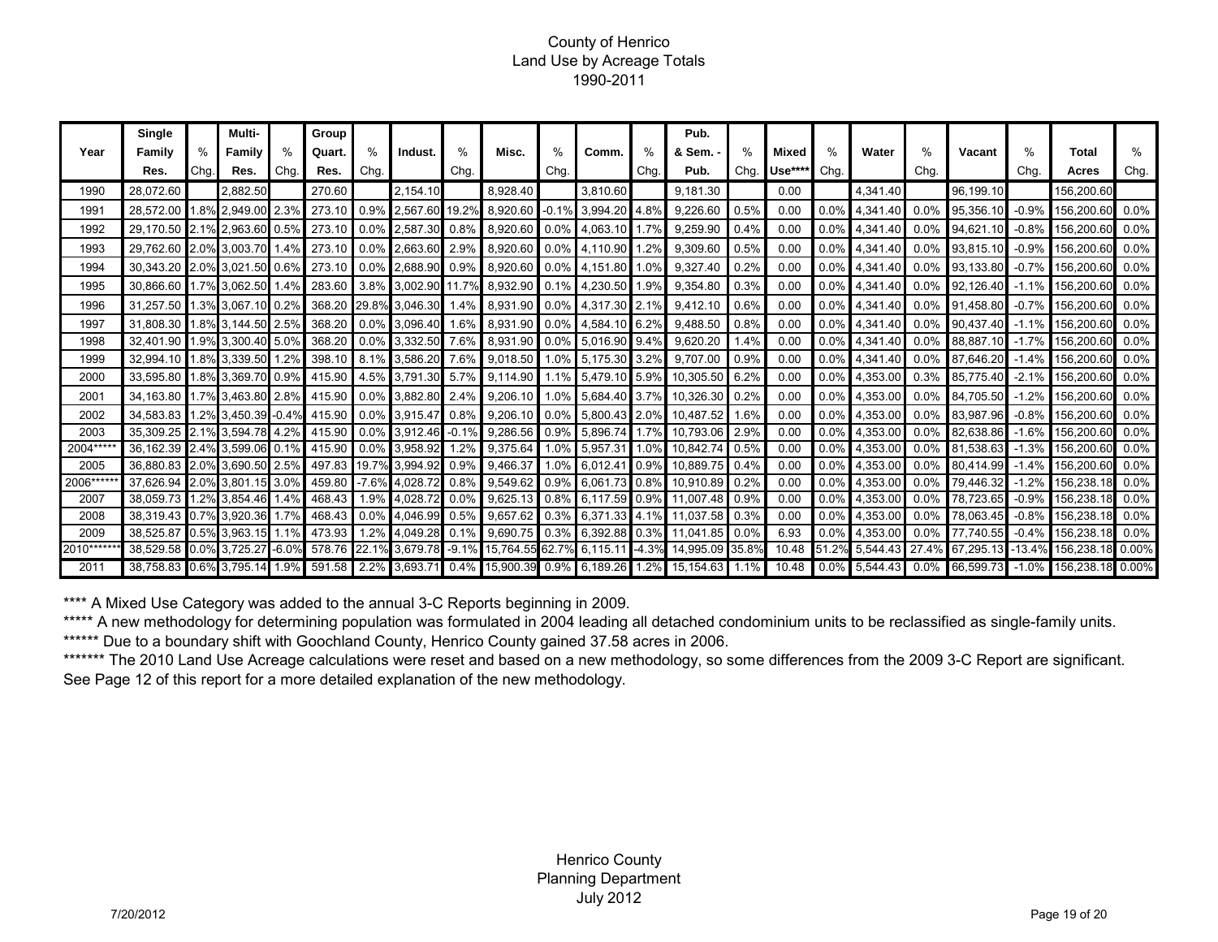# County of Henrico
## Land Use by Acreage Totals
### 1990-2011

| Year | Single Family Res. | % Chg. | Multi-Family Res. | % Chg. | Group Quart. Res. | % Chg. | Indust. | % Chg. | Misc. | % Chg. | Comm. | % Chg. | Pub. & Sem. - Pub. | % Chg. | Mixed Use**** | % Chg. | Water | % Chg. | Vacant | % Chg. | Total Acres | % Chg. |
|---|---|---|---|---|---|---|---|---|---|---|---|---|---|---|---|---|---|---|---|---|---|---|
| 1990 | 28,072.60 | | 2,882.50 | | 270.60 | | 2,154.10 | | 8,928.40 | | 3,810.60 | | 9,181.30 | | 0.00 | | 4,341.40 | | 96,199.10 | | 156,200.60 | |
| 1991 | 28,572.00 | 1.8% | 2,949.00 | 2.3% | 273.10 | 0.9% | 2,567.60 | 19.2% | 8,920.60 | -0.1% | 3,994.20 | 4.8% | 9,226.60 | 0.5% | 0.00 | 0.0% | 4,341.40 | 0.0% | 95,356.10 | -0.9% | 156,200.60 | 0.0% |
| 1992 | 29,170.50 | 2.1% | 2,963.60 | 0.5% | 273.10 | 0.0% | 2,587.30 | 0.8% | 8,920.60 | 0.0% | 4,063.10 | 1.7% | 9,259.90 | 0.4% | 0.00 | 0.0% | 4,341.40 | 0.0% | 94,621.10 | -0.8% | 156,200.60 | 0.0% |
| 1993 | 29,762.60 | 2.0% | 3,003.70 | 1.4% | 273.10 | 0.0% | 2,663.60 | 2.9% | 8,920.60 | 0.0% | 4,110.90 | 1.2% | 9,309.60 | 0.5% | 0.00 | 0.0% | 4,341.40 | 0.0% | 93,815.10 | -0.9% | 156,200.60 | 0.0% |
| 1994 | 30,343.20 | 2.0% | 3,021.50 | 0.6% | 273.10 | 0.0% | 2,688.90 | 0.9% | 8,920.60 | 0.0% | 4,151.80 | 1.0% | 9,327.40 | 0.2% | 0.00 | 0.0% | 4,341.40 | 0.0% | 93,133.80 | -0.7% | 156,200.60 | 0.0% |
| 1995 | 30,866.60 | 1.7% | 3,062.50 | 1.4% | 283.60 | 3.8% | 3,002.90 | 11.7% | 8,932.90 | 0.1% | 4,230.50 | 1.9% | 9,354.80 | 0.3% | 0.00 | 0.0% | 4,341.40 | 0.0% | 92,126.40 | -1.1% | 156,200.60 | 0.0% |
| 1996 | 31,257.50 | 1.3% | 3,067.10 | 0.2% | 368.20 | 29.8% | 3,046.30 | 1.4% | 8,931.90 | 0.0% | 4,317.30 | 2.1% | 9,412.10 | 0.6% | 0.00 | 0.0% | 4,341.40 | 0.0% | 91,458.80 | -0.7% | 156,200.60 | 0.0% |
| 1997 | 31,808.30 | 1.8% | 3,144.50 | 2.5% | 368.20 | 0.0% | 3,096.40 | 1.6% | 8,931.90 | 0.0% | 4,584.10 | 6.2% | 9,488.50 | 0.8% | 0.00 | 0.0% | 4,341.40 | 0.0% | 90,437.40 | -1.1% | 156,200.60 | 0.0% |
| 1998 | 32,401.90 | 1.9% | 3,300.40 | 5.0% | 368.20 | 0.0% | 3,332.50 | 7.6% | 8,931.90 | 0.0% | 5,016.90 | 9.4% | 9,620.20 | 1.4% | 0.00 | 0.0% | 4,341.40 | 0.0% | 88,887.10 | -1.7% | 156,200.60 | 0.0% |
| 1999 | 32,994.10 | 1.8% | 3,339.50 | 1.2% | 398.10 | 8.1% | 3,586.20 | 7.6% | 9,018.50 | 1.0% | 5,175.30 | 3.2% | 9,707.00 | 0.9% | 0.00 | 0.0% | 4,341.40 | 0.0% | 87,646.20 | -1.4% | 156,200.60 | 0.0% |
| 2000 | 33,595.80 | 1.8% | 3,369.70 | 0.9% | 415.90 | 4.5% | 3,791.30 | 5.7% | 9,114.90 | 1.1% | 5,479.10 | 5.9% | 10,305.50 | 6.2% | 0.00 | 0.0% | 4,353.00 | 0.3% | 85,775.40 | -2.1% | 156,200.60 | 0.0% |
| 2001 | 34,163.80 | 1.7% | 3,463.80 | 2.8% | 415.90 | 0.0% | 3,882.80 | 2.4% | 9,206.10 | 1.0% | 5,684.40 | 3.7% | 10,326.30 | 0.2% | 0.00 | 0.0% | 4,353.00 | 0.0% | 84,705.50 | -1.2% | 156,200.60 | 0.0% |
| 2002 | 34,583.83 | 1.2% | 3,450.39 | -0.4% | 415.90 | 0.0% | 3,915.47 | 0.8% | 9,206.10 | 0.0% | 5,800.43 | 2.0% | 10,487.52 | 1.6% | 0.00 | 0.0% | 4,353.00 | 0.0% | 83,987.96 | -0.8% | 156,200.60 | 0.0% |
| 2003 | 35,309.25 | 2.1% | 3,594.78 | 4.2% | 415.90 | 0.0% | 3,912.46 | -0.1% | 9,286.56 | 0.9% | 5,896.74 | 1.7% | 10,793.06 | 2.9% | 0.00 | 0.0% | 4,353.00 | 0.0% | 82,638.86 | -1.6% | 156,200.60 | 0.0% |
| 2004***** | 36,162.39 | 2.4% | 3,599.06 | 0.1% | 415.90 | 0.0% | 3,958.92 | 1.2% | 9,375.64 | 1.0% | 5,957.31 | 1.0% | 10,842.74 | 0.5% | 0.00 | 0.0% | 4,353.00 | 0.0% | 81,538.63 | -1.3% | 156,200.60 | 0.0% |
| 2005 | 36,880.83 | 2.0% | 3,690.50 | 2.5% | 497.83 | 19.7% | 3,994.92 | 0.9% | 9,466.37 | 1.0% | 6,012.41 | 0.9% | 10,889.75 | 0.4% | 0.00 | 0.0% | 4,353.00 | 0.0% | 80,414.99 | -1.4% | 156,200.60 | 0.0% |
| 2006****** | 37,626.94 | 2.0% | 3,801.15 | 3.0% | 459.80 | -7.6% | 4,028.72 | 0.8% | 9,549.62 | 0.9% | 6,061.73 | 0.8% | 10,910.89 | 0.2% | 0.00 | 0.0% | 4,353.00 | 0.0% | 79,446.32 | -1.2% | 156,238.18 | 0.0% |
| 2007 | 38,059.73 | 1.2% | 3,854.46 | 1.4% | 468.43 | 1.9% | 4,028.72 | 0.0% | 9,625.13 | 0.8% | 6,117.59 | 0.9% | 11,007.48 | 0.9% | 0.00 | 0.0% | 4,353.00 | 0.0% | 78,723.65 | -0.9% | 156,238.18 | 0.0% |
| 2008 | 38,319.43 | 0.7% | 3,920.36 | 1.7% | 468.43 | 0.0% | 4,046.99 | 0.5% | 9,657.62 | 0.3% | 6,371.33 | 4.1% | 11,037.58 | 0.3% | 0.00 | 0.0% | 4,353.00 | 0.0% | 78,063.45 | -0.8% | 156,238.18 | 0.0% |
| 2009 | 38,525.87 | 0.5% | 3,963.15 | 1.1% | 473.93 | 1.2% | 4,049.28 | 0.1% | 9,690.75 | 0.3% | 6,392.88 | 0.3% | 11,041.85 | 0.0% | 6.93 | 0.0% | 4,353.00 | 0.0% | 77,740.55 | -0.4% | 156,238.18 | 0.0% |
| 2010******* | 38,529.58 | 0.0% | 3,725.27 | -6.0% | 578.76 | 22.1% | 3,679.78 | -9.1% | 15,764.55 | 62.7% | 6,115.11 | -4.3% | 14,995.09 | 35.8% | 10.48 | 51.2% | 5,544.43 | 27.4% | 67,295.13 | -13.4% | 156,238.18 | 0.00% |
| 2011 | 38,758.83 | 0.6% | 3,795.14 | 1.9% | 591.58 | 2.2% | 3,693.71 | 0.4% | 15,900.39 | 0.9% | 6,189.26 | 1.2% | 15,154.63 | 1.1% | 10.48 | 0.0% | 5,544.43 | 0.0% | 66,599.73 | -1.0% | 156,238.18 | 0.00% |

**** A Mixed Use Category was added to the annual 3-C Reports beginning in 2009.

***** A new methodology for determining population was formulated in 2004 leading all detached condominium units to be reclassified as single-family units.

****** Due to a boundary shift with Goochland County, Henrico County gained 37.58 acres in 2006.

******* The 2010 Land Use Acreage calculations were reset and based on a new methodology, so some differences from the 2009 3-C Report are significant. See Page 12 of this report for a more detailed explanation of the new methodology.

Henrico County
Planning Department
July 2012

7/20/2012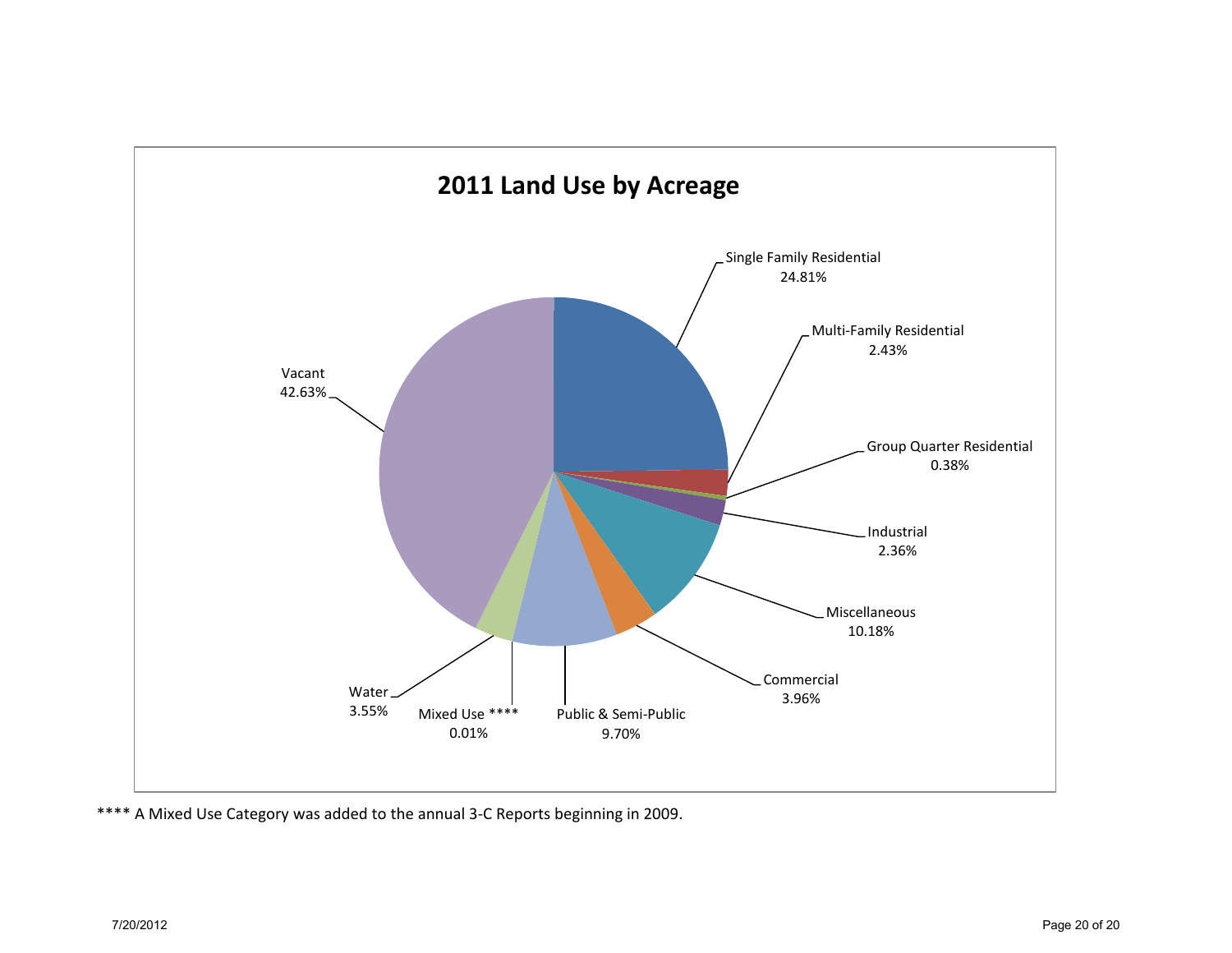## 2011 Land Use by Acreage

Single Family Residential
24.81%

Multi-Family Residential
2.43%

Group Quarter Residential
0.38%

Industrial
2.36%

Miscellaneous
10.18%

Commercial
3.96%

Public & Semi-Public
9.70%

Mixed Use ****
0.01%

Water
3.55%

Vacant
42.63%

**** A Mixed Use Category was added to the annual 3-C Reports beginning in 2009.